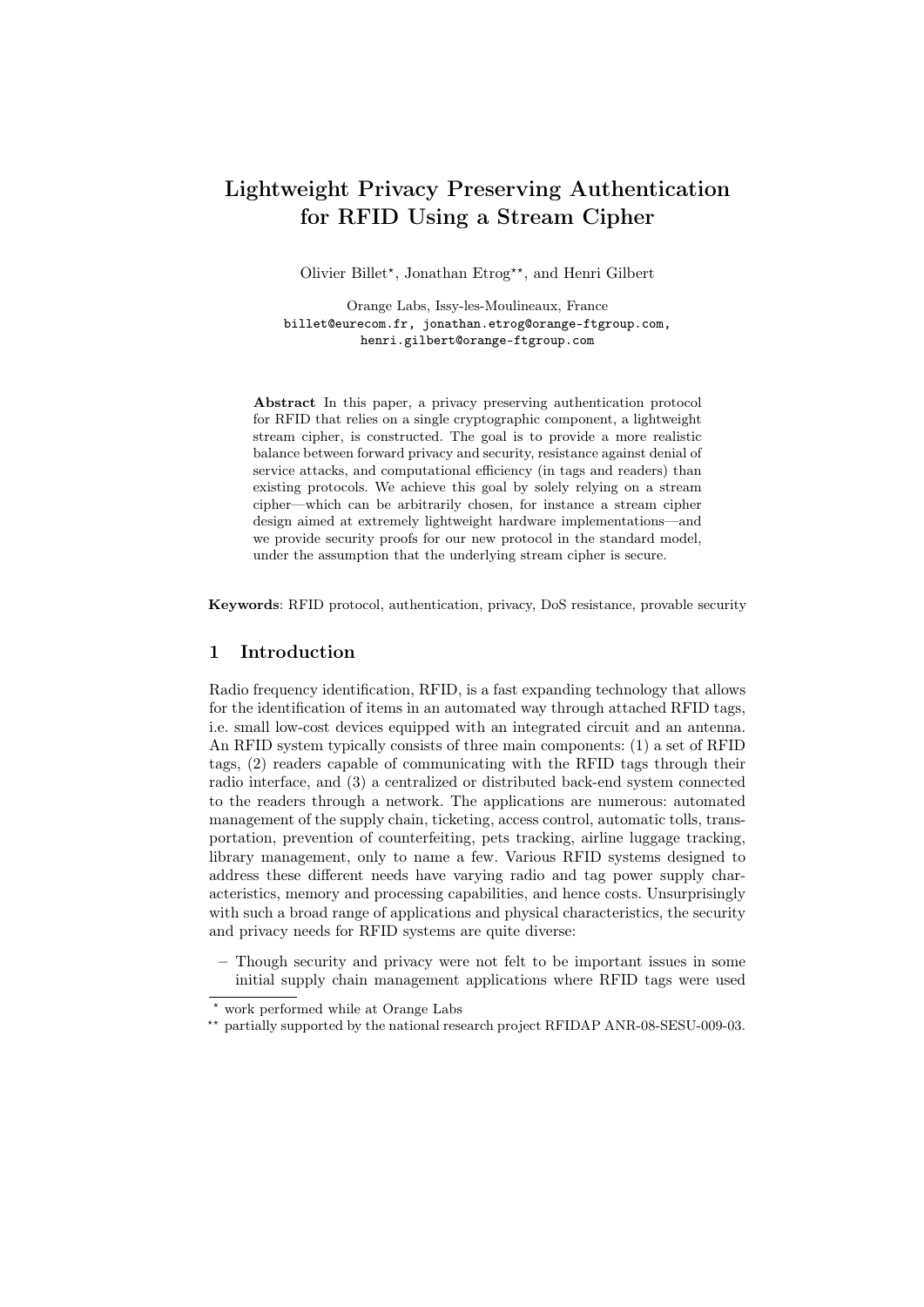# Lightweight Privacy Preserving Authentication for RFID Using a Stream Cipher

Olivier Billet*, Jonathan Etrog**, and Henri Gilbert

Orange Labs, Issy-les-Moulineaux, France
billet@eurecom.fr, jonathan.etrog@orange-ftgroup.com, henri.gilbert@orange-ftgroup.com

**Abstract** In this paper, a privacy preserving authentication protocol for RFID that relies on a single cryptographic component, a lightweight stream cipher, is constructed. The goal is to provide a more realistic balance between forward privacy and security, resistance against denial of service attacks, and computational efficiency (in tags and readers) than existing protocols. We achieve this goal by solely relying on a stream cipher—which can be arbitrarily chosen, for instance a stream cipher design aimed at extremely lightweight hardware implementations—and we provide security proofs for our new protocol in the standard model, under the assumption that the underlying stream cipher is secure.

**Keywords**: RFID protocol, authentication, privacy, DoS resistance, provable security

## 1 Introduction

Radio frequency identification, RFID, is a fast expanding technology that allows for the identification of items in an automated way through attached RFID tags, i.e. small low-cost devices equipped with an integrated circuit and an antenna. An RFID system typically consists of three main components: (1) a set of RFID tags, (2) readers capable of communicating with the RFID tags through their radio interface, and (3) a centralized or distributed back-end system connected to the readers through a network. The applications are numerous: automated management of the supply chain, ticketing, access control, automatic tolls, transportation, prevention of counterfeiting, pets tracking, airline luggage tracking, library management, only to name a few. Various RFID systems designed to address these different needs have varying radio and tag power supply characteristics, memory and processing capabilities, and hence costs. Unsurprisingly with such a broad range of applications and physical characteristics, the security and privacy needs for RFID systems are quite diverse:

– Though security and privacy were not felt to be important issues in some initial supply chain management applications where RFID tags were used

* work performed while at Orange Labs

** partially supported by the national research project RFIDAP ANR-08-SESU-009-03.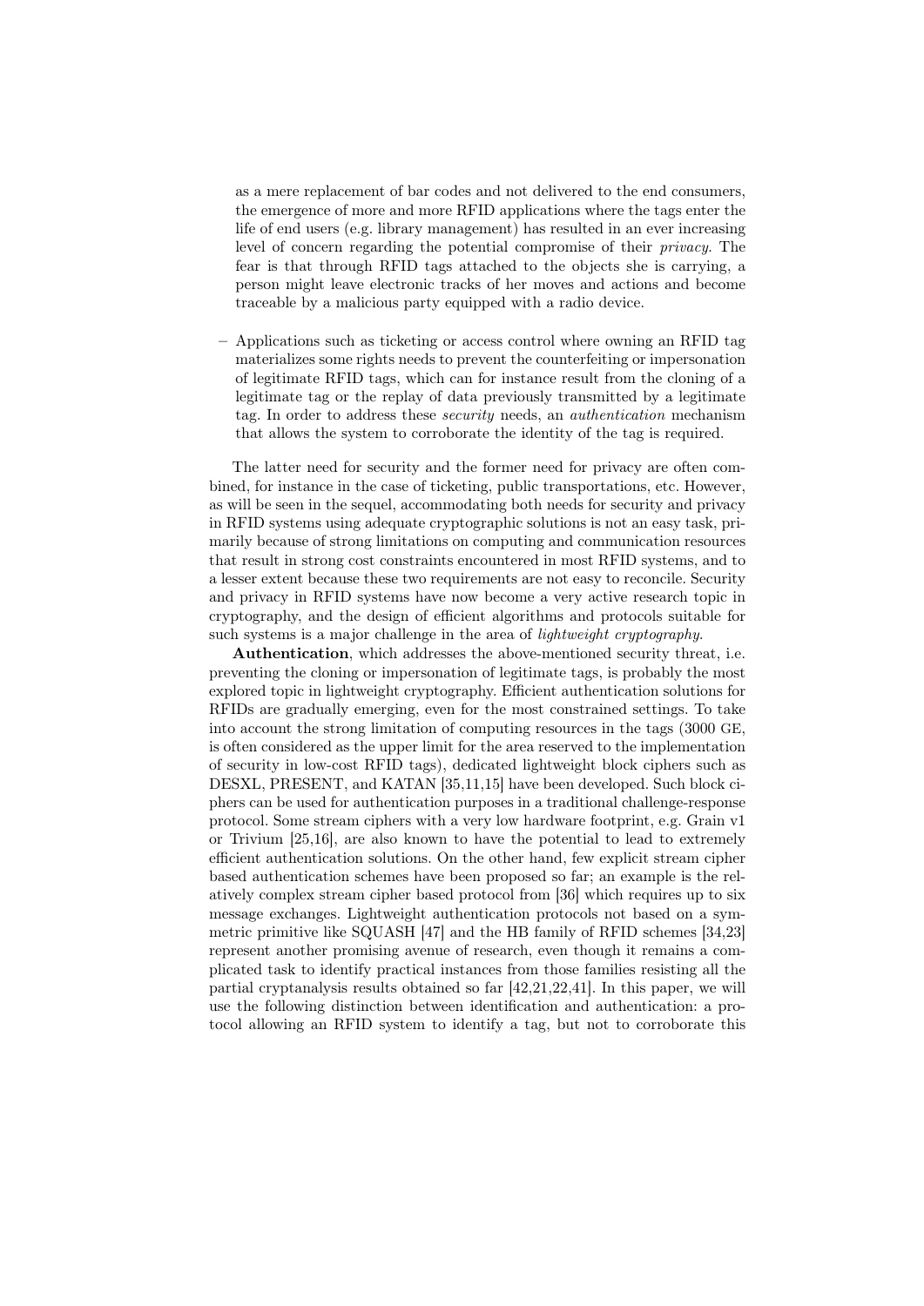as a mere replacement of bar codes and not delivered to the end consumers, the emergence of more and more RFID applications where the tags enter the life of end users (e.g. library management) has resulted in an ever increasing level of concern regarding the potential compromise of their *privacy*. The fear is that through RFID tags attached to the objects she is carrying, a person might leave electronic tracks of her moves and actions and become traceable by a malicious party equipped with a radio device.

– Applications such as ticketing or access control where owning an RFID tag materializes some rights needs to prevent the counterfeiting or impersonation of legitimate RFID tags, which can for instance result from the cloning of a legitimate tag or the replay of data previously transmitted by a legitimate tag. In order to address these *security* needs, an *authentication* mechanism that allows the system to corroborate the identity of the tag is required.

The latter need for security and the former need for privacy are often combined, for instance in the case of ticketing, public transportations, etc. However, as will be seen in the sequel, accommodating both needs for security and privacy in RFID systems using adequate cryptographic solutions is not an easy task, primarily because of strong limitations on computing and communication resources that result in strong cost constraints encountered in most RFID systems, and to a lesser extent because these two requirements are not easy to reconcile. Security and privacy in RFID systems have now become a very active research topic in cryptography, and the design of efficient algorithms and protocols suitable for such systems is a major challenge in the area of *lightweight cryptography*.

**Authentication**, which addresses the above-mentioned security threat, i.e. preventing the cloning or impersonation of legitimate tags, is probably the most explored topic in lightweight cryptography. Efficient authentication solutions for RFIDs are gradually emerging, even for the most constrained settings. To take into account the strong limitation of computing resources in the tags (3000 GE, is often considered as the upper limit for the area reserved to the implementation of security in low-cost RFID tags), dedicated lightweight block ciphers such as DESXL, PRESENT, and KATAN [35,11,15] have been developed. Such block ciphers can be used for authentication purposes in a traditional challenge-response protocol. Some stream ciphers with a very low hardware footprint, e.g. Grain v1 or Trivium [25,16], are also known to have the potential to lead to extremely efficient authentication solutions. On the other hand, few explicit stream cipher based authentication schemes have been proposed so far; an example is the relatively complex stream cipher based protocol from [36] which requires up to six message exchanges. Lightweight authentication protocols not based on a symmetric primitive like SQUASH [47] and the HB family of RFID schemes [34,23] represent another promising avenue of research, even though it remains a complicated task to identify practical instances from those families resisting all the partial cryptanalysis results obtained so far [42,21,22,41]. In this paper, we will use the following distinction between identification and authentication: a protocol allowing an RFID system to identify a tag, but not to corroborate this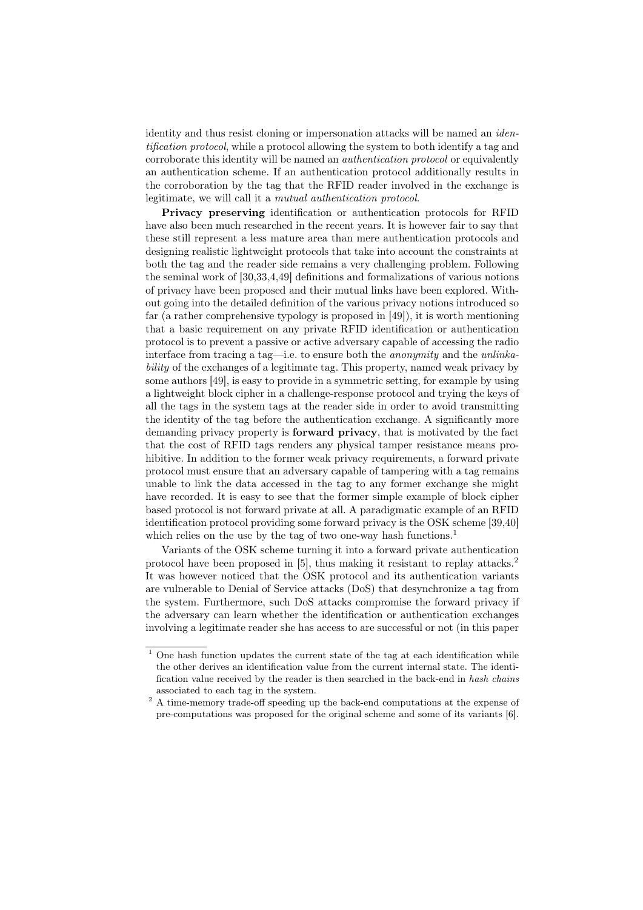identity and thus resist cloning or impersonation attacks will be named an *identification protocol*, while a protocol allowing the system to both identify a tag and corroborate this identity will be named an *authentication protocol* or equivalently an authentication scheme. If an authentication protocol additionally results in the corroboration by the tag that the RFID reader involved in the exchange is legitimate, we will call it a *mutual authentication protocol*.

**Privacy preserving** identification or authentication protocols for RFID have also been much researched in the recent years. It is however fair to say that these still represent a less mature area than mere authentication protocols and designing realistic lightweight protocols that take into account the constraints at both the tag and the reader side remains a very challenging problem. Following the seminal work of [30,33,4,49] definitions and formalizations of various notions of privacy have been proposed and their mutual links have been explored. Without going into the detailed definition of the various privacy notions introduced so far (a rather comprehensive typology is proposed in [49]), it is worth mentioning that a basic requirement on any private RFID identification or authentication protocol is to prevent a passive or active adversary capable of accessing the radio interface from tracing a tag—i.e. to ensure both the *anonymity* and the *unlinkability* of the exchanges of a legitimate tag. This property, named weak privacy by some authors [49], is easy to provide in a symmetric setting, for example by using a lightweight block cipher in a challenge-response protocol and trying the keys of all the tags in the system tags at the reader side in order to avoid transmitting the identity of the tag before the authentication exchange. A significantly more demanding privacy property is **forward privacy**, that is motivated by the fact that the cost of RFID tags renders any physical tamper resistance means prohibitive. In addition to the former weak privacy requirements, a forward private protocol must ensure that an adversary capable of tampering with a tag remains unable to link the data accessed in the tag to any former exchange she might have recorded. It is easy to see that the former simple example of block cipher based protocol is not forward private at all. A paradigmatic example of an RFID identification protocol providing some forward privacy is the OSK scheme [39,40] which relies on the use by the tag of two one-way hash functions.[1]

Variants of the OSK scheme turning it into a forward private authentication protocol have been proposed in [5], thus making it resistant to replay attacks.[2] It was however noticed that the OSK protocol and its authentication variants are vulnerable to Denial of Service attacks (DoS) that desynchronize a tag from the system. Furthermore, such DoS attacks compromise the forward privacy if the adversary can learn whether the identification or authentication exchanges involving a legitimate reader she has access to are successful or not (in this paper

---

[1] One hash function updates the current state of the tag at each identification while the other derives an identification value from the current internal state. The identification value received by the reader is then searched in the back-end in *hash chains* associated to each tag in the system.

[2] A time-memory trade-off speeding up the back-end computations at the expense of pre-computations was proposed for the original scheme and some of its variants [6].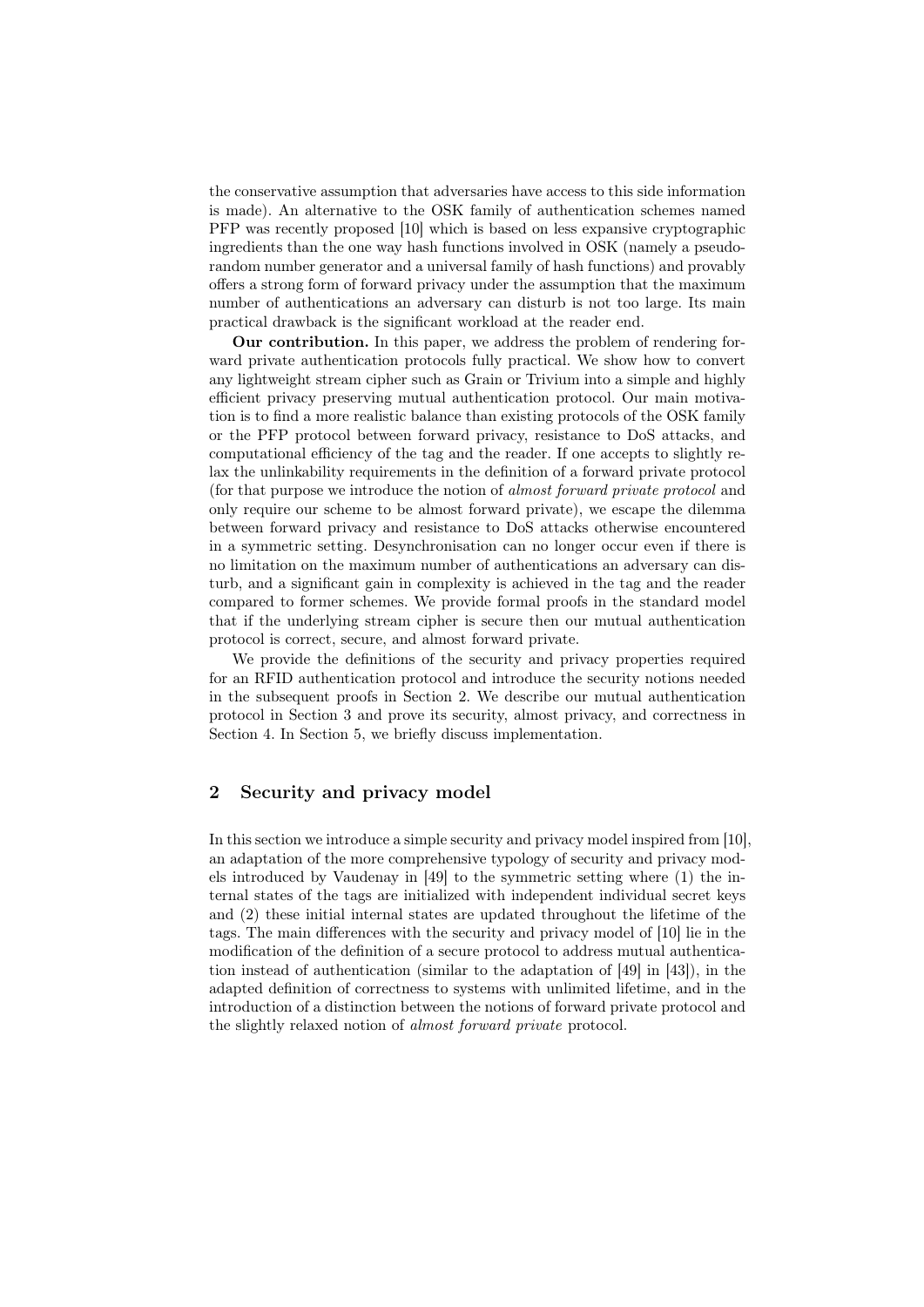the conservative assumption that adversaries have access to this side information is made). An alternative to the OSK family of authentication schemes named PFP was recently proposed [10] which is based on less expansive cryptographic ingredients than the one way hash functions involved in OSK (namely a pseudo-random number generator and a universal family of hash functions) and provably offers a strong form of forward privacy under the assumption that the maximum number of authentications an adversary can disturb is not too large. Its main practical drawback is the significant workload at the reader end.

**Our contribution.** In this paper, we address the problem of rendering forward private authentication protocols fully practical. We show how to convert any lightweight stream cipher such as Grain or Trivium into a simple and highly efficient privacy preserving mutual authentication protocol. Our main motivation is to find a more realistic balance than existing protocols of the OSK family or the PFP protocol between forward privacy, resistance to DoS attacks, and computational efficiency of the tag and the reader. If one accepts to slightly relax the unlinkability requirements in the definition of a forward private protocol (for that purpose we introduce the notion of *almost forward private protocol* and only require our scheme to be almost forward private), we escape the dilemma between forward privacy and resistance to DoS attacks otherwise encountered in a symmetric setting. Desynchronisation can no longer occur even if there is no limitation on the maximum number of authentications an adversary can disturb, and a significant gain in complexity is achieved in the tag and the reader compared to former schemes. We provide formal proofs in the standard model that if the underlying stream cipher is secure then our mutual authentication protocol is correct, secure, and almost forward private.

We provide the definitions of the security and privacy properties required for an RFID authentication protocol and introduce the security notions needed in the subsequent proofs in Section 2. We describe our mutual authentication protocol in Section 3 and prove its security, almost privacy, and correctness in Section 4. In Section 5, we briefly discuss implementation.

## 2 Security and privacy model

In this section we introduce a simple security and privacy model inspired from [10], an adaptation of the more comprehensive typology of security and privacy models introduced by Vaudenay in [49] to the symmetric setting where (1) the internal states of the tags are initialized with independent individual secret keys and (2) these initial internal states are updated throughout the lifetime of the tags. The main differences with the security and privacy model of [10] lie in the modification of the definition of a secure protocol to address mutual authentication instead of authentication (similar to the adaptation of [49] in [43]), in the adapted definition of correctness to systems with unlimited lifetime, and in the introduction of a distinction between the notions of forward private protocol and the slightly relaxed notion of *almost forward private* protocol.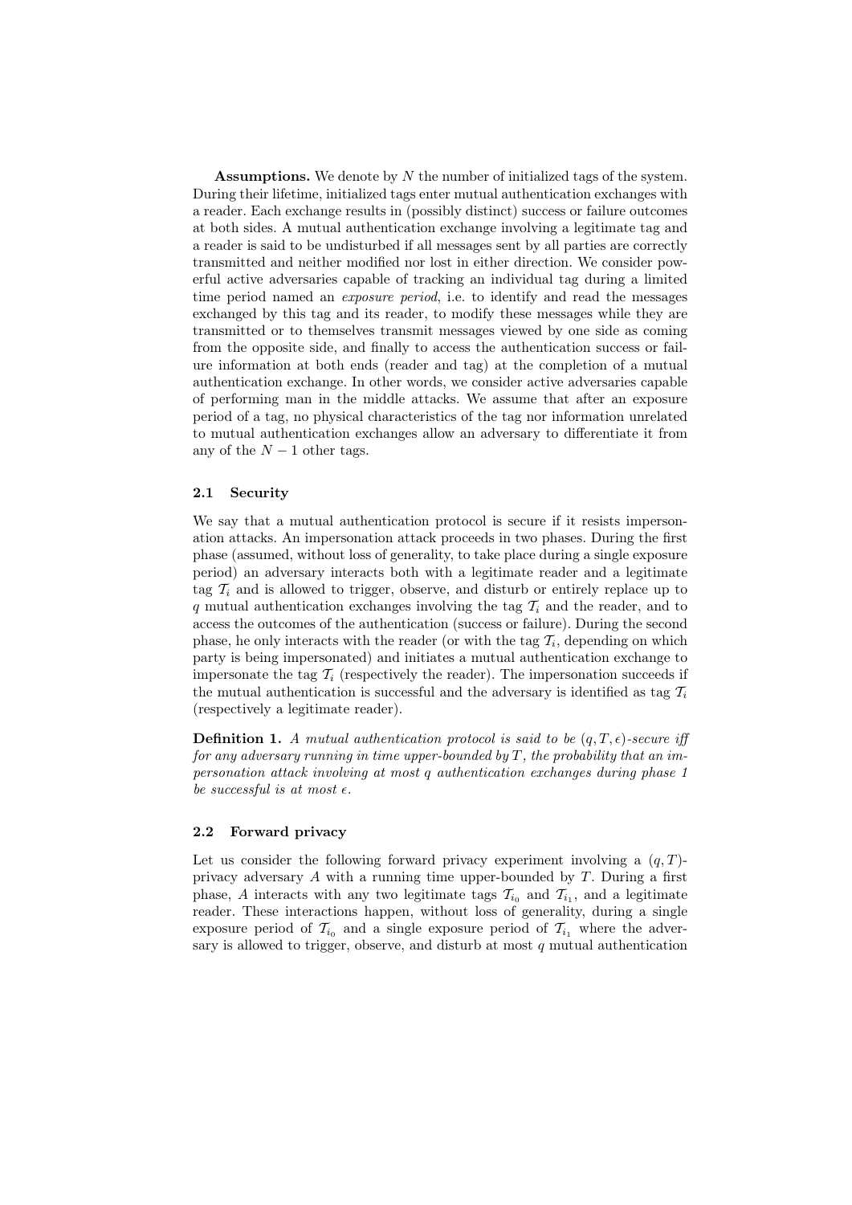**Assumptions.** We denote by $N$ the number of initialized tags of the system. During their lifetime, initialized tags enter mutual authentication exchanges with a reader. Each exchange results in (possibly distinct) success or failure outcomes at both sides. A mutual authentication exchange involving a legitimate tag and a reader is said to be undisturbed if all messages sent by all parties are correctly transmitted and neither modified nor lost in either direction. We consider powerful active adversaries capable of tracking an individual tag during a limited time period named an *exposure period*, i.e. to identify and read the messages exchanged by this tag and its reader, to modify these messages while they are transmitted or to themselves transmit messages viewed by one side as coming from the opposite side, and finally to access the authentication success or failure information at both ends (reader and tag) at the completion of a mutual authentication exchange. In other words, we consider active adversaries capable of performing man in the middle attacks. We assume that after an exposure period of a tag, no physical characteristics of the tag nor information unrelated to mutual authentication exchanges allow an adversary to differentiate it from any of the $N-1$ other tags.

### 2.1 Security

We say that a mutual authentication protocol is secure if it resists impersonation attacks. An impersonation attack proceeds in two phases. During the first phase (assumed, without loss of generality, to take place during a single exposure period) an adversary interacts both with a legitimate reader and a legitimate tag $\mathcal{T}_i$ and is allowed to trigger, observe, and disturb or entirely replace up to $q$ mutual authentication exchanges involving the tag $\mathcal{T}_i$ and the reader, and to access the outcomes of the authentication (success or failure). During the second phase, he only interacts with the reader (or with the tag $\mathcal{T}_i$, depending on which party is being impersonated) and initiates a mutual authentication exchange to impersonate the tag $\mathcal{T}_i$ (respectively the reader). The impersonation succeeds if the mutual authentication is successful and the adversary is identified as tag $\mathcal{T}_i$ (respectively a legitimate reader).

**Definition 1.** *A mutual authentication protocol is said to be $(q, T, \epsilon)$-secure iff for any adversary running in time upper-bounded by $T$, the probability that an impersonation attack involving at most $q$ authentication exchanges during phase 1 be successful is at most $\epsilon$.*

### 2.2 Forward privacy

Let us consider the following forward privacy experiment involving a $(q, T)$-privacy adversary $A$ with a running time upper-bounded by $T$. During a first phase, $A$ interacts with any two legitimate tags $\mathcal{T}_{i_0}$ and $\mathcal{T}_{i_1}$, and a legitimate reader. These interactions happen, without loss of generality, during a single exposure period of $\mathcal{T}_{i_0}$ and a single exposure period of $\mathcal{T}_{i_1}$ where the adversary is allowed to trigger, observe, and disturb at most $q$ mutual authentication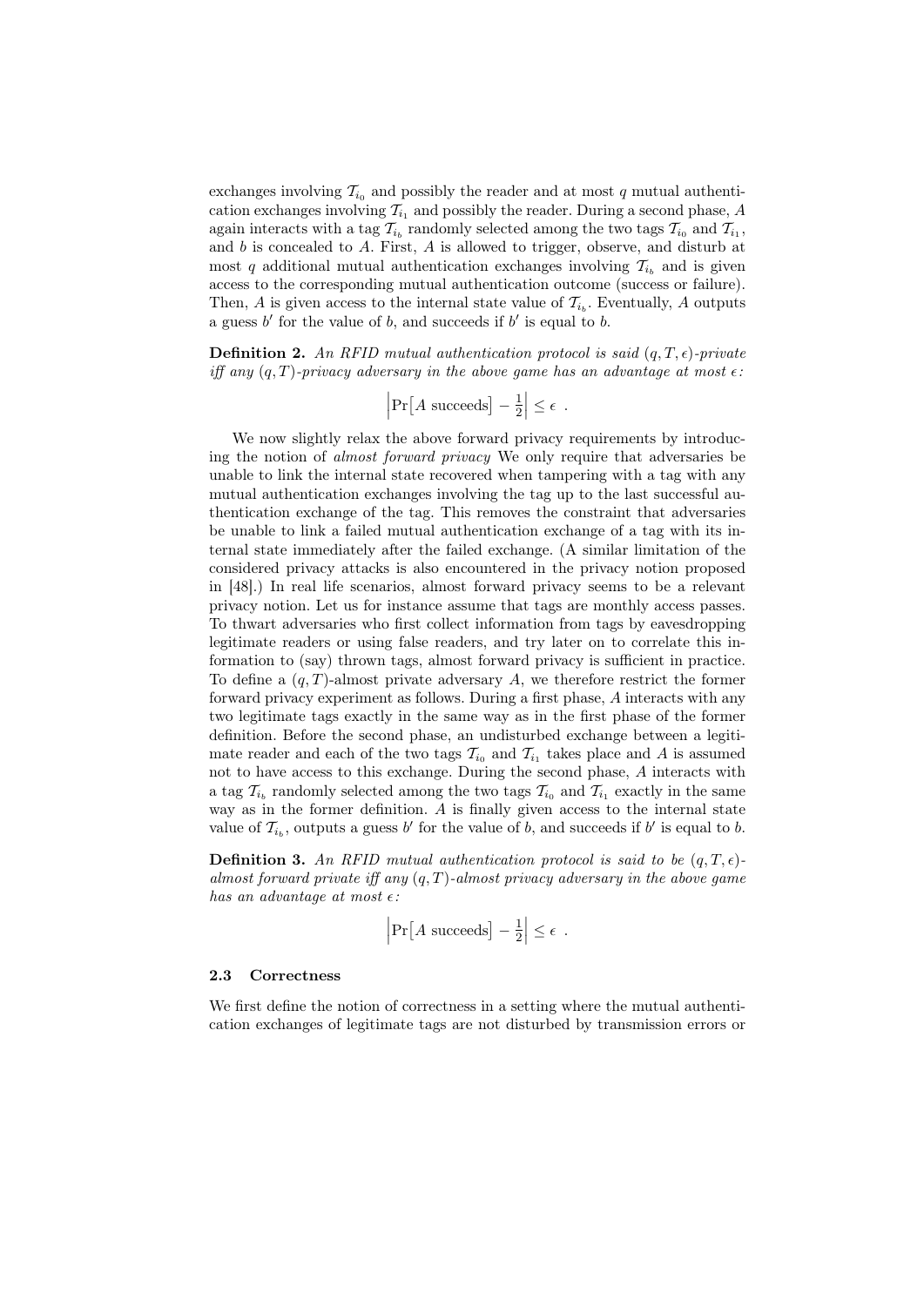exchanges involving $\mathcal{T}_{i_0}$ and possibly the reader and at most $q$ mutual authentication exchanges involving $\mathcal{T}_{i_1}$ and possibly the reader. During a second phase, $A$ again interacts with a tag $\mathcal{T}_{i_b}$ randomly selected among the two tags $\mathcal{T}_{i_0}$ and $\mathcal{T}_{i_1}$, and $b$ is concealed to $A$. First, $A$ is allowed to trigger, observe, and disturb at most $q$ additional mutual authentication exchanges involving $\mathcal{T}_{i_b}$ and is given access to the corresponding mutual authentication outcome (success or failure). Then, $A$ is given access to the internal state value of $\mathcal{T}_{i_b}$. Eventually, $A$ outputs a guess $b'$ for the value of $b$, and succeeds if $b'$ is equal to $b$.

**Definition 2.** *An RFID mutual authentication protocol is said $(q, T, \epsilon)$-private iff any $(q, T)$-privacy adversary in the above game has an advantage at most $\epsilon$:*

$$\left|\Pr\left[A \text{ succeeds}\right] - \tfrac{1}{2}\right| \leq \epsilon \ .$$

We now slightly relax the above forward privacy requirements by introducing the notion of *almost forward privacy* We only require that adversaries be unable to link the internal state recovered when tampering with a tag with any mutual authentication exchanges involving the tag up to the last successful authentication exchange of the tag. This removes the constraint that adversaries be unable to link a failed mutual authentication exchange of a tag with its internal state immediately after the failed exchange. (A similar limitation of the considered privacy attacks is also encountered in the privacy notion proposed in [48].) In real life scenarios, almost forward privacy seems to be a relevant privacy notion. Let us for instance assume that tags are monthly access passes. To thwart adversaries who first collect information from tags by eavesdropping legitimate readers or using false readers, and try later on to correlate this information to (say) thrown tags, almost forward privacy is sufficient in practice. To define a $(q, T)$-almost private adversary $A$, we therefore restrict the former forward privacy experiment as follows. During a first phase, $A$ interacts with any two legitimate tags exactly in the same way as in the first phase of the former definition. Before the second phase, an undisturbed exchange between a legitimate reader and each of the two tags $\mathcal{T}_{i_0}$ and $\mathcal{T}_{i_1}$ takes place and $A$ is assumed not to have access to this exchange. During the second phase, $A$ interacts with a tag $\mathcal{T}_{i_b}$ randomly selected among the two tags $\mathcal{T}_{i_0}$ and $\mathcal{T}_{i_1}$ exactly in the same way as in the former definition. $A$ is finally given access to the internal state value of $\mathcal{T}_{i_b}$, outputs a guess $b'$ for the value of $b$, and succeeds if $b'$ is equal to $b$.

**Definition 3.** *An RFID mutual authentication protocol is said to be $(q, T, \epsilon)$-almost forward private iff any $(q, T)$-almost privacy adversary in the above game has an advantage at most $\epsilon$:*

$$\left|\Pr\left[A \text{ succeeds}\right] - \tfrac{1}{2}\right| \leq \epsilon \ .$$

### 2.3 Correctness

We first define the notion of correctness in a setting where the mutual authentication exchanges of legitimate tags are not disturbed by transmission errors or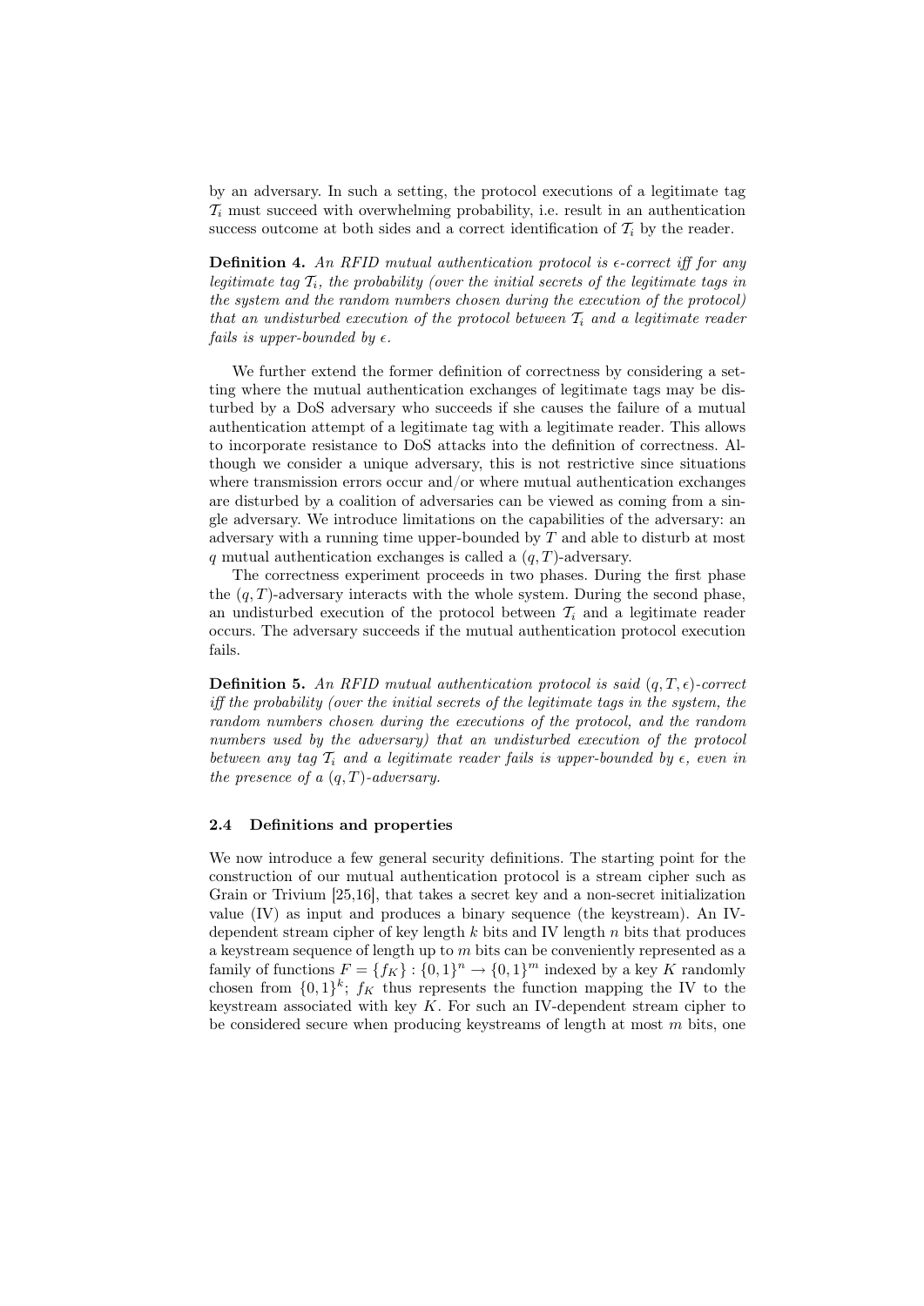by an adversary. In such a setting, the protocol executions of a legitimate tag $\mathcal{T}_i$ must succeed with overwhelming probability, i.e. result in an authentication success outcome at both sides and a correct identification of $\mathcal{T}_i$ by the reader.

**Definition 4.** *An RFID mutual authentication protocol is $\epsilon$-correct iff for any legitimate tag $\mathcal{T}_i$, the probability (over the initial secrets of the legitimate tags in the system and the random numbers chosen during the execution of the protocol) that an undisturbed execution of the protocol between $\mathcal{T}_i$ and a legitimate reader fails is upper-bounded by $\epsilon$.*

We further extend the former definition of correctness by considering a setting where the mutual authentication exchanges of legitimate tags may be disturbed by a DoS adversary who succeeds if she causes the failure of a mutual authentication attempt of a legitimate tag with a legitimate reader. This allows to incorporate resistance to DoS attacks into the definition of correctness. Although we consider a unique adversary, this is not restrictive since situations where transmission errors occur and/or where mutual authentication exchanges are disturbed by a coalition of adversaries can be viewed as coming from a single adversary. We introduce limitations on the capabilities of the adversary: an adversary with a running time upper-bounded by $T$ and able to disturb at most $q$ mutual authentication exchanges is called a $(q, T)$-adversary.

The correctness experiment proceeds in two phases. During the first phase the $(q, T)$-adversary interacts with the whole system. During the second phase, an undisturbed execution of the protocol between $\mathcal{T}_i$ and a legitimate reader occurs. The adversary succeeds if the mutual authentication protocol execution fails.

**Definition 5.** *An RFID mutual authentication protocol is said $(q, T, \epsilon)$-correct iff the probability (over the initial secrets of the legitimate tags in the system, the random numbers chosen during the executions of the protocol, and the random numbers used by the adversary) that an undisturbed execution of the protocol between any tag $\mathcal{T}_i$ and a legitimate reader fails is upper-bounded by $\epsilon$, even in the presence of a $(q, T)$-adversary.*

### 2.4 Definitions and properties

We now introduce a few general security definitions. The starting point for the construction of our mutual authentication protocol is a stream cipher such as Grain or Trivium [25,16], that takes a secret key and a non-secret initialization value (IV) as input and produces a binary sequence (the keystream). An IV-dependent stream cipher of key length $k$ bits and IV length $n$ bits that produces a keystream sequence of length up to $m$ bits can be conveniently represented as a family of functions $F = \{f_K\} : \{0,1\}^n \rightarrow \{0,1\}^m$ indexed by a key $K$ randomly chosen from $\{0,1\}^k$; $f_K$ thus represents the function mapping the IV to the keystream associated with key $K$. For such an IV-dependent stream cipher to be considered secure when producing keystreams of length at most $m$ bits, one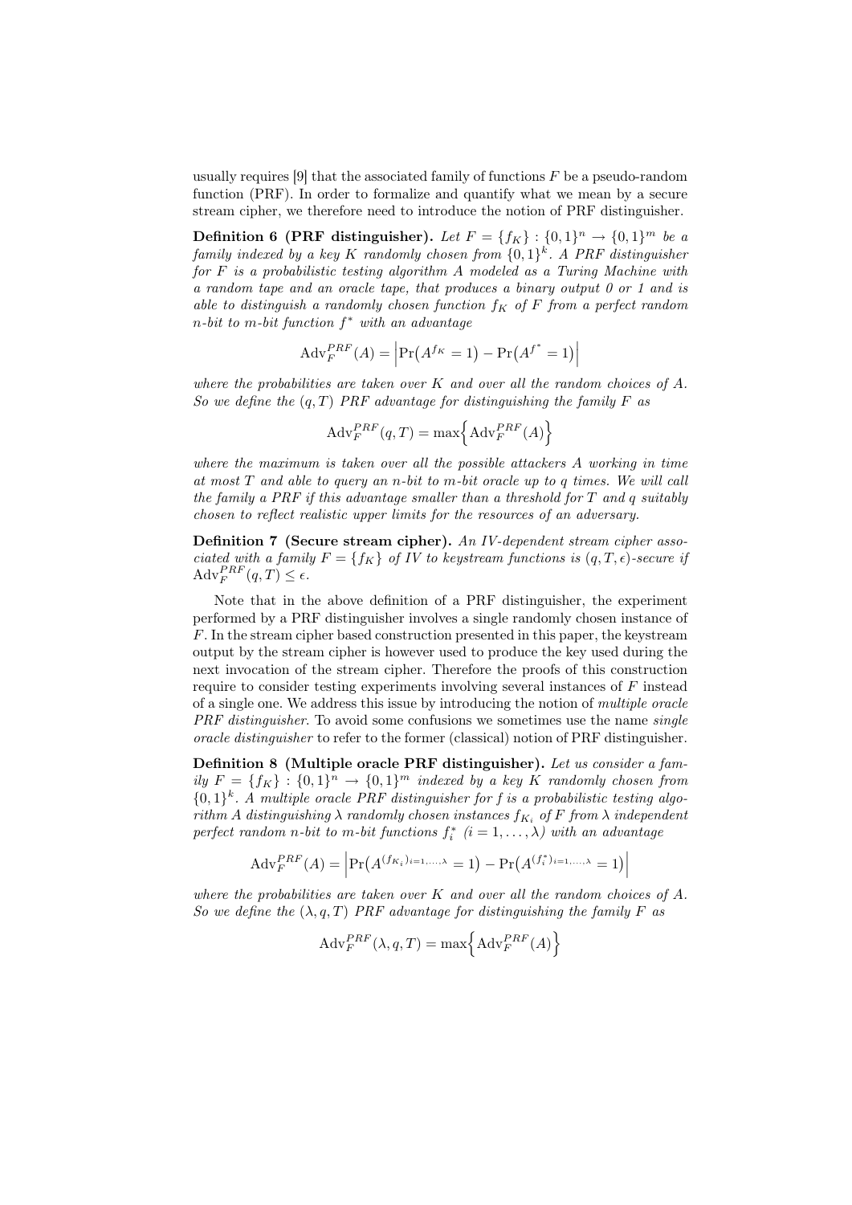usually requires [9] that the associated family of functions $F$ be a pseudo-random function (PRF). In order to formalize and quantify what we mean by a secure stream cipher, we therefore need to introduce the notion of PRF distinguisher.

**Definition 6 (PRF distinguisher).** *Let $F = \{f_K\} : \{0,1\}^n \to \{0,1\}^m$ be a family indexed by a key $K$ randomly chosen from $\{0,1\}^k$. A PRF distinguisher for $F$ is a probabilistic testing algorithm $A$ modeled as a Turing Machine with a random tape and an oracle tape, that produces a binary output 0 or 1 and is able to distinguish a randomly chosen function $f_K$ of $F$ from a perfect random $n$-bit to $m$-bit function $f^*$ with an advantage*

$$\mathrm{Adv}_F^{PRF}(A) = \left|\Pr\left(A^{f_K} = 1\right) - \Pr\left(A^{f^*} = 1\right)\right|$$

*where the probabilities are taken over $K$ and over all the random choices of $A$. So we define the $(q,T)$ PRF advantage for distinguishing the family $F$ as*

$$\mathrm{Adv}_F^{PRF}(q,T) = \max\left\{\mathrm{Adv}_F^{PRF}(A)\right\}$$

*where the maximum is taken over all the possible attackers $A$ working in time at most $T$ and able to query an $n$-bit to $m$-bit oracle up to $q$ times. We will call the family a PRF if this advantage smaller than a threshold for $T$ and $q$ suitably chosen to reflect realistic upper limits for the resources of an adversary.*

**Definition 7 (Secure stream cipher).** *An IV-dependent stream cipher associated with a family $F = \{f_K\}$ of IV to keystream functions is $(q,T,\epsilon)$-secure if $\mathrm{Adv}_F^{PRF}(q,T) \leq \epsilon$.*

Note that in the above definition of a PRF distinguisher, the experiment performed by a PRF distinguisher involves a single randomly chosen instance of $F$. In the stream cipher based construction presented in this paper, the keystream output by the stream cipher is however used to produce the key used during the next invocation of the stream cipher. Therefore the proofs of this construction require to consider testing experiments involving several instances of $F$ instead of a single one. We address this issue by introducing the notion of *multiple oracle PRF distinguisher*. To avoid some confusions we sometimes use the name *single oracle distinguisher* to refer to the former (classical) notion of PRF distinguisher.

**Definition 8 (Multiple oracle PRF distinguisher).** *Let us consider a family $F = \{f_K\} : \{0,1\}^n \to \{0,1\}^m$ indexed by a key $K$ randomly chosen from $\{0,1\}^k$. A multiple oracle PRF distinguisher for $f$ is a probabilistic testing algorithm $A$ distinguishing $\lambda$ randomly chosen instances $f_{K_i}$ of $F$ from $\lambda$ independent perfect random $n$-bit to $m$-bit functions $f_i^*$ $(i = 1, \ldots, \lambda)$ with an advantage*

$$\mathrm{Adv}_F^{PRF}(A) = \left|\Pr\left(A^{(f_{K_i})_{i=1,\ldots,\lambda}} = 1\right) - \Pr\left(A^{(f_i^*)_{i=1,\ldots,\lambda}} = 1\right)\right|$$

*where the probabilities are taken over $K$ and over all the random choices of $A$. So we define the $(\lambda, q, T)$ PRF advantage for distinguishing the family $F$ as*

$$\mathrm{Adv}_F^{PRF}(\lambda, q, T) = \max\left\{\mathrm{Adv}_F^{PRF}(A)\right\}$$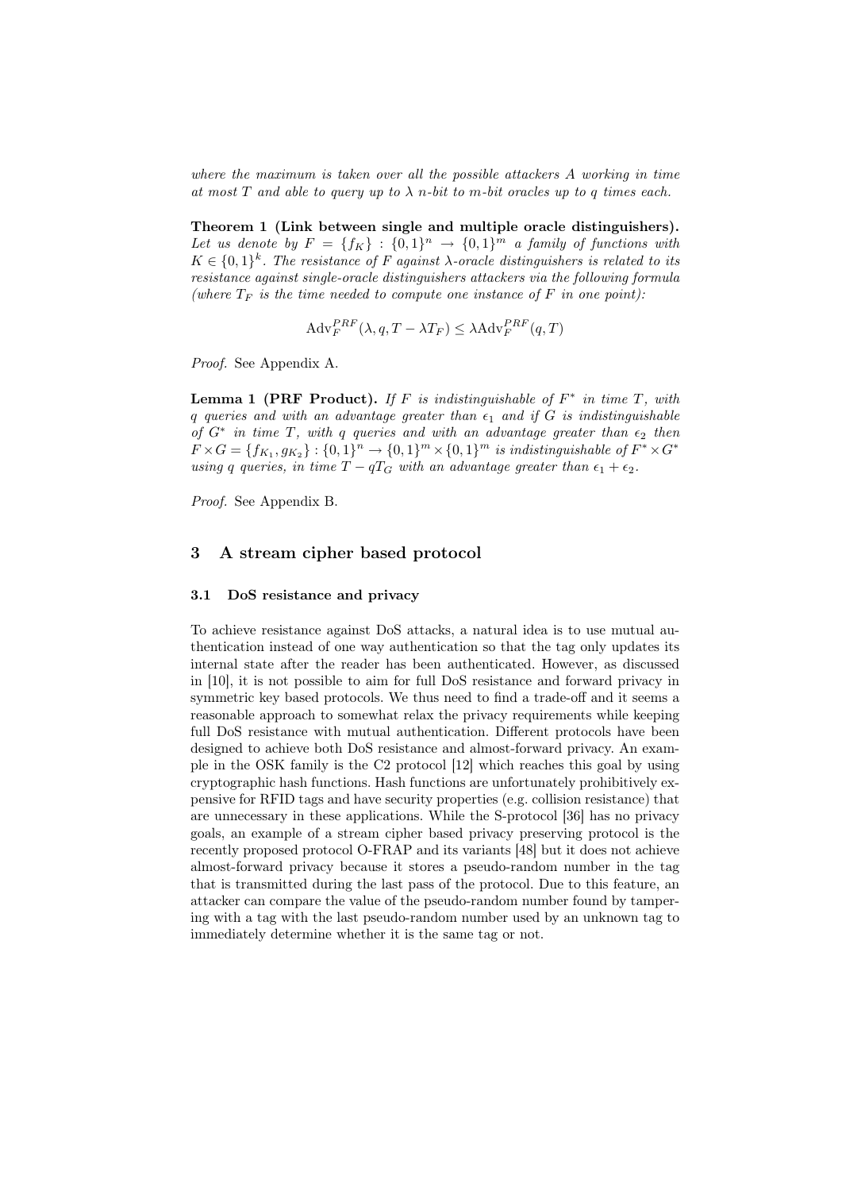*where the maximum is taken over all the possible attackers $A$ working in time at most $T$ and able to query up to $\lambda$ $n$-bit to $m$-bit oracles up to $q$ times each.*

**Theorem 1 (Link between single and multiple oracle distinguishers).** *Let us denote by $F = \{f_K\} : \{0,1\}^n \to \{0,1\}^m$ a family of functions with $K \in \{0,1\}^k$. The resistance of $F$ against $\lambda$-oracle distinguishers is related to its resistance against single-oracle distinguishers attackers via the following formula (where $T_F$ is the time needed to compute one instance of $F$ in one point):*

$$\mathrm{Adv}_F^{PRF}(\lambda, q, T - \lambda T_F) \leq \lambda \mathrm{Adv}_F^{PRF}(q, T)$$

*Proof.* See Appendix A.

**Lemma 1 (PRF Product).** *If $F$ is indistinguishable of $F^*$ in time $T$, with $q$ queries and with an advantage greater than $\epsilon_1$ and if $G$ is indistinguishable of $G^*$ in time $T$, with $q$ queries and with an advantage greater than $\epsilon_2$ then $F \times G = \{f_{K_1}, g_{K_2}\} : \{0,1\}^n \to \{0,1\}^m \times \{0,1\}^m$ is indistinguishable of $F^* \times G^*$ using $q$ queries, in time $T - qT_G$ with an advantage greater than $\epsilon_1 + \epsilon_2$.*

*Proof.* See Appendix B.

## 3 A stream cipher based protocol

### 3.1 DoS resistance and privacy

To achieve resistance against DoS attacks, a natural idea is to use mutual authentication instead of one way authentication so that the tag only updates its internal state after the reader has been authenticated. However, as discussed in [10], it is not possible to aim for full DoS resistance and forward privacy in symmetric key based protocols. We thus need to find a trade-off and it seems a reasonable approach to somewhat relax the privacy requirements while keeping full DoS resistance with mutual authentication. Different protocols have been designed to achieve both DoS resistance and almost-forward privacy. An example in the OSK family is the C2 protocol [12] which reaches this goal by using cryptographic hash functions. Hash functions are unfortunately prohibitively expensive for RFID tags and have security properties (e.g. collision resistance) that are unnecessary in these applications. While the S-protocol [36] has no privacy goals, an example of a stream cipher based privacy preserving protocol is the recently proposed protocol O-FRAP and its variants [48] but it does not achieve almost-forward privacy because it stores a pseudo-random number in the tag that is transmitted during the last pass of the protocol. Due to this feature, an attacker can compare the value of the pseudo-random number found by tampering with a tag with the last pseudo-random number used by an unknown tag to immediately determine whether it is the same tag or not.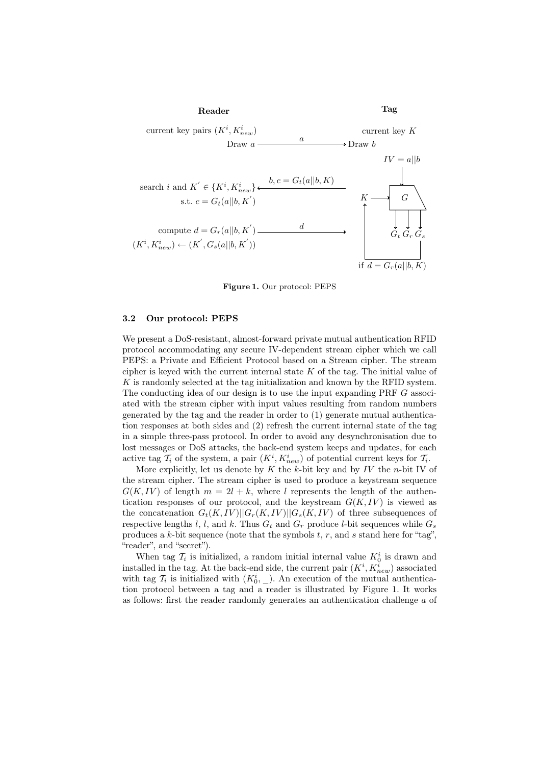**Reader** | **Tag**

current key pairs $(K^i, K^i_{new})$ — current key $K$

Draw $a$ $\xrightarrow{a}$ Draw $b$

$IV = a||b$

search $i$ and $K' \in \{K^i, K^i_{new}\}$ s.t. $c = G_t(a||b, K')$ $\xleftarrow{b, c = G_t(a||b, K)}$

compute $d = G_r(a||b, K')$ $\xrightarrow{d}$

$(K^i, K^i_{new}) \leftarrow (K', G_s(a||b, K'))$

$K \rightarrow G \rightarrow G_t\ G_r\ G_s$

if $d = G_r(a||b, K)$

**Figure 1.** Our protocol: PEPS

### 3.2 Our protocol: PEPS

We present a DoS-resistant, almost-forward private mutual authentication RFID protocol accommodating any secure IV-dependent stream cipher which we call PEPS: a Private and Efficient Protocol based on a Stream cipher. The stream cipher is keyed with the current internal state $K$ of the tag. The initial value of $K$ is randomly selected at the tag initialization and known by the RFID system. The conducting idea of our design is to use the input expanding PRF $G$ associated with the stream cipher with input values resulting from random numbers generated by the tag and the reader in order to (1) generate mutual authentication responses at both sides and (2) refresh the current internal state of the tag in a simple three-pass protocol. In order to avoid any desynchronisation due to lost messages or DoS attacks, the back-end system keeps and updates, for each active tag $\mathcal{T}_i$ of the system, a pair $(K^i, K^i_{new})$ of potential current keys for $\mathcal{T}_i$.

More explicitly, let us denote by $K$ the $k$-bit key and by $IV$ the $n$-bit IV of the stream cipher. The stream cipher is used to produce a keystream sequence $G(K, IV)$ of length $m = 2l + k$, where $l$ represents the length of the authentication responses of our protocol, and the keystream $G(K, IV)$ is viewed as the concatenation $G_t(K, IV)||G_r(K, IV)||G_s(K, IV)$ of three subsequences of respective lengths $l$, $l$, and $k$. Thus $G_t$ and $G_r$ produce $l$-bit sequences while $G_s$ produces a $k$-bit sequence (note that the symbols $t$, $r$, and $s$ stand here for "tag", "reader", and "secret").

When tag $\mathcal{T}_i$ is initialized, a random initial internal value $K^i_0$ is drawn and installed in the tag. At the back-end side, the current pair $(K^i, K^i_{new})$ associated with tag $\mathcal{T}_i$ is initialized with $(K^i_0, \_)$. An execution of the mutual authentication protocol between a tag and a reader is illustrated by Figure 1. It works as follows: first the reader randomly generates an authentication challenge $a$ of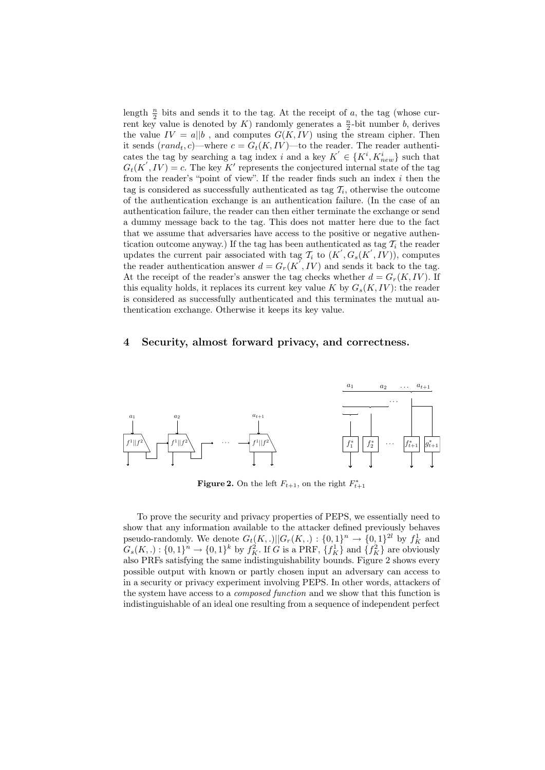length $\frac{n}{2}$ bits and sends it to the tag. At the receipt of $a$, the tag (whose current key value is denoted by $K$) randomly generates a $\frac{n}{2}$-bit number $b$, derives the value $IV = a||b$ , and computes $G(K, IV)$ using the stream cipher. Then it sends $(rand_t, c)$—where $c = G_t(K, IV)$—to the reader. The reader authenticates the tag by searching a tag index $i$ and a key $K^{'} \in \{K^i, K^i_{new}\}$ such that $G_t(K^{'}, IV) = c$. The key $K'$ represents the conjectured internal state of the tag from the reader's "point of view". If the reader finds such an index $i$ then the tag is considered as successfully authenticated as tag $\mathcal{T}_i$, otherwise the outcome of the authentication exchange is an authentication failure. (In the case of an authentication failure, the reader can then either terminate the exchange or send a dummy message back to the tag. This does not matter here due to the fact that we assume that adversaries have access to the positive or negative authentication outcome anyway.) If the tag has been authenticated as tag $\mathcal{T}_i$ the reader updates the current pair associated with tag $\mathcal{T}_i$ to $(K^{'}, G_s(K^{'}, IV))$, computes the reader authentication answer $d = G_r(K^{'}, IV)$ and sends it back to the tag. At the receipt of the reader's answer the tag checks whether $d = G_r(K, IV)$. If this equality holds, it replaces its current key value $K$ by $G_s(K, IV)$: the reader is considered as successfully authenticated and this terminates the mutual authentication exchange. Otherwise it keeps its key value.

## 4 Security, almost forward privacy, and correctness.

**Figure 2.** On the left $F_{t+1}$, on the right $F^*_{t+1}$

To prove the security and privacy properties of PEPS, we essentially need to show that any information available to the attacker defined previously behaves pseudo-randomly. We denote $G_t(K,.)||G_r(K,.) : \{0,1\}^n \rightarrow \{0,1\}^{2l}$ by $f^1_K$ and $G_s(K,.) : \{0,1\}^n \rightarrow \{0,1\}^k$ by $f^2_K$. If $G$ is a PRF, $\{f^1_K\}$ and $\{f^2_K\}$ are obviously also PRFs satisfying the same indistinguishability bounds. Figure 2 shows every possible output with known or partly chosen input an adversary can access to in a security or privacy experiment involving PEPS. In other words, attackers of the system have access to a *composed function* and we show that this function is indistinguishable of an ideal one resulting from a sequence of independent perfect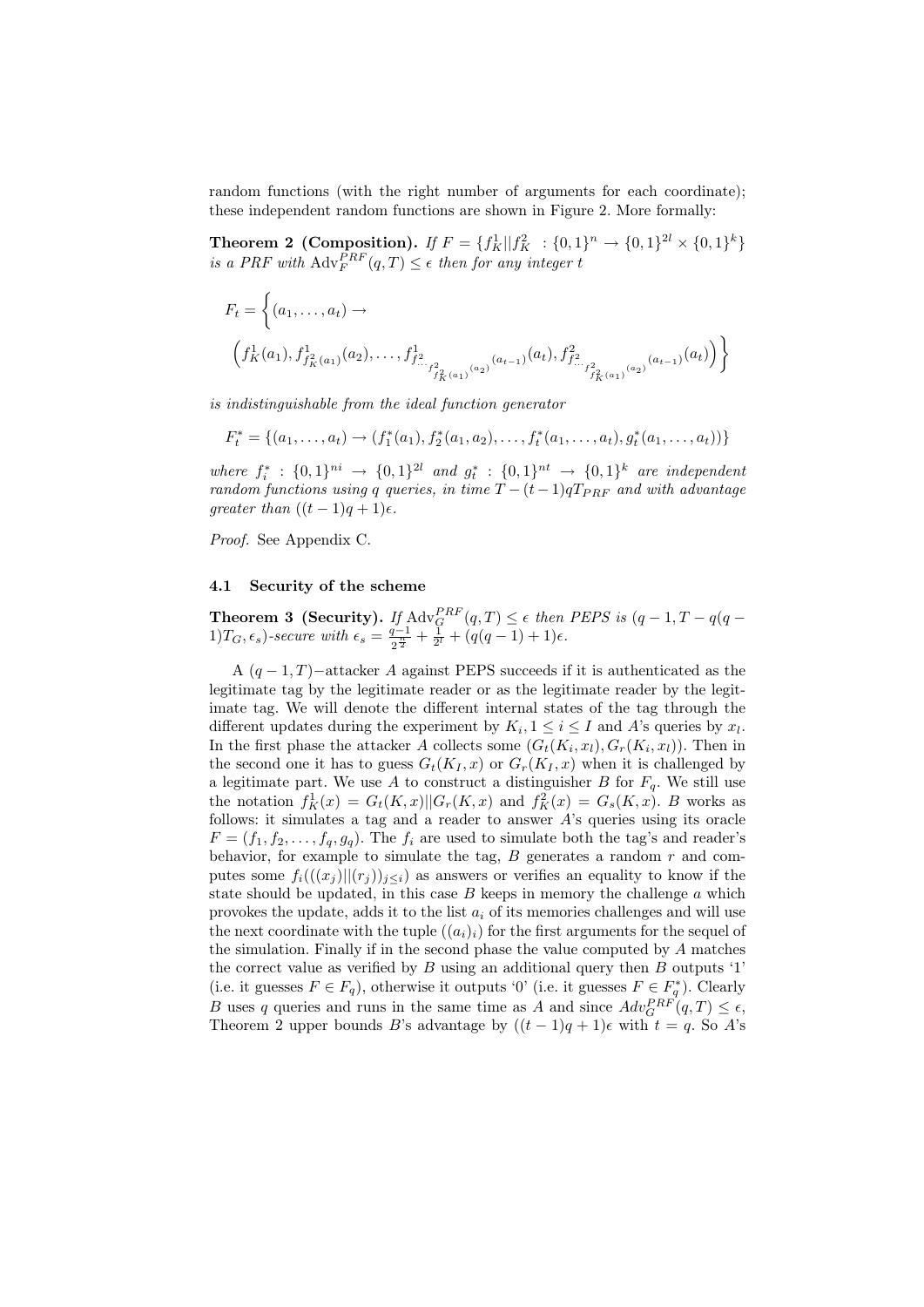random functions (with the right number of arguments for each coordinate); these independent random functions are shown in Figure 2. More formally:

**Theorem 2 (Composition).** *If $F = \{f_K^1 || f_K^2 \ : \{0,1\}^n \rightarrow \{0,1\}^{2l} \times \{0,1\}^k\}$ is a PRF with $\mathrm{Adv}_F^{PRF}(q, T) \leq \epsilon$ then for any integer $t$*

$$F_t = \Bigg\{ (a_1, \ldots, a_t) \rightarrow$$
$$\Big( f_K^1(a_1), f^1_{f_K^2(a_1)}(a_2), \ldots, f^1_{f^2_{\cdots_{f^2_{f_K^2(a_1)}(a_2)}}(a_{t-1})}(a_t), f^2_{f^2_{\cdots_{f^2_{f_K^2(a_1)}(a_2)}}(a_{t-1})}(a_t) \Big) \Bigg\}$$

*is indistinguishable from the ideal function generator*

$$F_t^* = \{(a_1, \ldots, a_t) \rightarrow (f_1^*(a_1), f_2^*(a_1, a_2), \ldots, f_t^*(a_1, \ldots, a_t), g_t^*(a_1, \ldots, a_t))\}$$

*where $f_i^* : \{0,1\}^{ni} \rightarrow \{0,1\}^{2l}$ and $g_t^* : \{0,1\}^{nt} \rightarrow \{0,1\}^k$ are independent random functions using $q$ queries, in time $T - (t-1)qT_{PRF}$ and with advantage greater than $((t-1)q + 1)\epsilon$.*

*Proof.* See Appendix C.

### 4.1 Security of the scheme

**Theorem 3 (Security).** *If $\mathrm{Adv}_G^{PRF}(q, T) \leq \epsilon$ then PEPS is $(q-1, T - q(q-1)T_G, \epsilon_s)$-secure with $\epsilon_s = \frac{q-1}{2^{\frac{n}{2}}} + \frac{1}{2^l} + (q(q-1)+1)\epsilon$.*

A $(q-1, T)-$attacker $A$ against PEPS succeeds if it is authenticated as the legitimate tag by the legitimate reader or as the legitimate reader by the legitimate tag. We will denote the different internal states of the tag through the different updates during the experiment by $K_i, 1 \leq i \leq I$ and $A$'s queries by $x_l$. In the first phase the attacker $A$ collects some $(G_t(K_i, x_l), G_r(K_i, x_l))$. Then in the second one it has to guess $G_t(K_I, x)$ or $G_r(K_I, x)$ when it is challenged by a legitimate part. We use $A$ to construct a distinguisher $B$ for $F_q$. We still use the notation $f_K^1(x) = G_t(K, x) || G_r(K, x)$ and $f_K^2(x) = G_s(K, x)$. $B$ works as follows: it simulates a tag and a reader to answer $A$'s queries using its oracle $F = (f_1, f_2, \ldots, f_q, g_q)$. The $f_i$ are used to simulate both the tag's and reader's behavior, for example to simulate the tag, $B$ generates a random $r$ and computes some $f_i(((x_j)||(r_j))_{j \leq i})$ as answers or verifies an equality to know if the state should be updated, in this case $B$ keeps in memory the challenge $a$ which provokes the update, adds it to the list $a_i$ of its memories challenges and will use the next coordinate with the tuple $((a_i)_i)$ for the first arguments for the sequel of the simulation. Finally if in the second phase the value computed by $A$ matches the correct value as verified by $B$ using an additional query then $B$ outputs '1' (i.e. it guesses $F \in F_q$), otherwise it outputs '0' (i.e. it guesses $F \in F_q^*$). Clearly $B$ uses $q$ queries and runs in the same time as $A$ and since $Adv_G^{PRF}(q, T) \leq \epsilon$, Theorem 2 upper bounds $B$'s advantage by $((t-1)q + 1)\epsilon$ with $t = q$. So $A$'s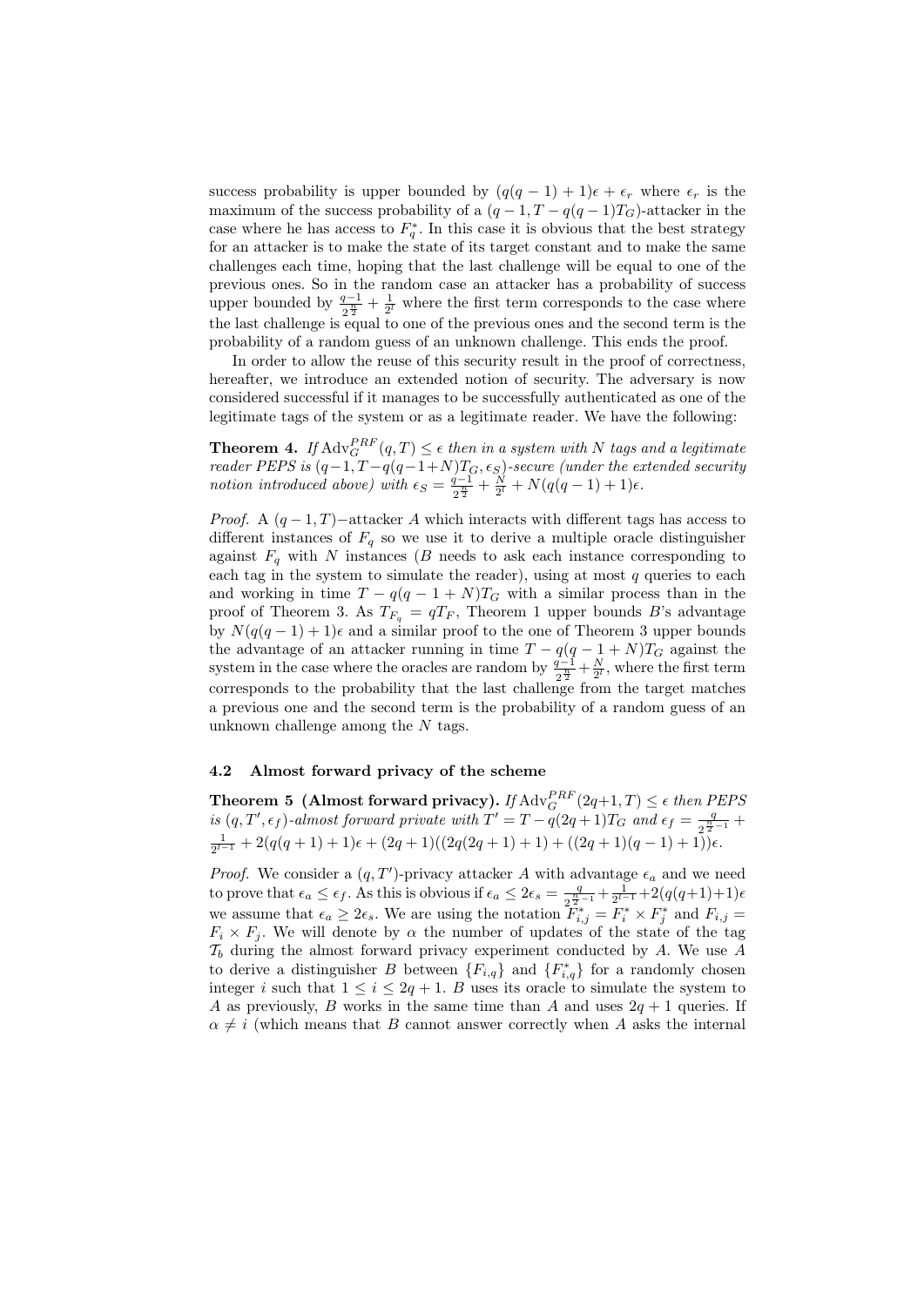success probability is upper bounded by $(q(q-1)+1)\epsilon + \epsilon_r$ where $\epsilon_r$ is the maximum of the success probability of a $(q-1, T-q(q-1)T_G)$-attacker in the case where he has access to $F_q^*$. In this case it is obvious that the best strategy for an attacker is to make the state of its target constant and to make the same challenges each time, hoping that the last challenge will be equal to one of the previous ones. So in the random case an attacker has a probability of success upper bounded by $\frac{q-1}{2^{\frac{n}{2}}} + \frac{1}{2^l}$ where the first term corresponds to the case where the last challenge is equal to one of the previous ones and the second term is the probability of a random guess of an unknown challenge. This ends the proof.

In order to allow the reuse of this security result in the proof of correctness, hereafter, we introduce an extended notion of security. The adversary is now considered successful if it manages to be successfully authenticated as one of the legitimate tags of the system or as a legitimate reader. We have the following:

**Theorem 4.** *If $\mathrm{Adv}_G^{PRF}(q,T) \leq \epsilon$ then in a system with $N$ tags and a legitimate reader PEPS is $(q-1, T-q(q-1+N)T_G, \epsilon_S)$-secure (under the extended security notion introduced above) with $\epsilon_S = \frac{q-1}{2^{\frac{n}{2}}} + \frac{N}{2^l} + N(q(q-1)+1)\epsilon$.*

*Proof.* A $(q-1,T)-$attacker $A$ which interacts with different tags has access to different instances of $F_q$ so we use it to derive a multiple oracle distinguisher against $F_q$ with $N$ instances ($B$ needs to ask each instance corresponding to each tag in the system to simulate the reader), using at most $q$ queries to each and working in time $T - q(q-1+N)T_G$ with a similar process than in the proof of Theorem 3. As $T_{F_q} = qT_F$, Theorem 1 upper bounds $B$'s advantage by $N(q(q-1)+1)\epsilon$ and a similar proof to the one of Theorem 3 upper bounds the advantage of an attacker running in time $T - q(q-1+N)T_G$ against the system in the case where the oracles are random by $\frac{q-1}{2^{\frac{n}{2}}} + \frac{N}{2^l}$, where the first term corresponds to the probability that the last challenge from the target matches a previous one and the second term is the probability of a random guess of an unknown challenge among the $N$ tags.

### 4.2 Almost forward privacy of the scheme

**Theorem 5 (Almost forward privacy).** *If $\mathrm{Adv}_G^{PRF}(2q+1,T) \leq \epsilon$ then PEPS is $(q, T', \epsilon_f)$-almost forward private with $T' = T - q(2q+1)T_G$ and $\epsilon_f = \frac{q}{2^{\frac{n}{2}-1}} + \frac{1}{2^{l-1}} + 2(q(q+1)+1)\epsilon + (2q+1)((2q(2q+1)+1) + ((2q+1)(q-1)+1))\epsilon$.*

*Proof.* We consider a $(q,T')$-privacy attacker $A$ with advantage $\epsilon_a$ and we need to prove that $\epsilon_a \leq \epsilon_f$. As this is obvious if $\epsilon_a \leq 2\epsilon_s = \frac{q}{2^{\frac{n}{2}-1}} + \frac{1}{2^{l-1}} + 2(q(q+1)+1)\epsilon$ we assume that $\epsilon_a \geq 2\epsilon_s$. We are using the notation $F_{i,j}^* = F_i^* \times F_j^*$ and $F_{i,j} = F_i \times F_j$. We will denote by $\alpha$ the number of updates of the state of the tag $\mathcal{T}_b$ during the almost forward privacy experiment conducted by $A$. We use $A$ to derive a distinguisher $B$ between $\{F_{i,q}\}$ and $\{F_{i,q}^*\}$ for a randomly chosen integer $i$ such that $1 \leq i \leq 2q+1$. $B$ uses its oracle to simulate the system to $A$ as previously, $B$ works in the same time than $A$ and uses $2q+1$ queries. If $\alpha \neq i$ (which means that $B$ cannot answer correctly when $A$ asks the internal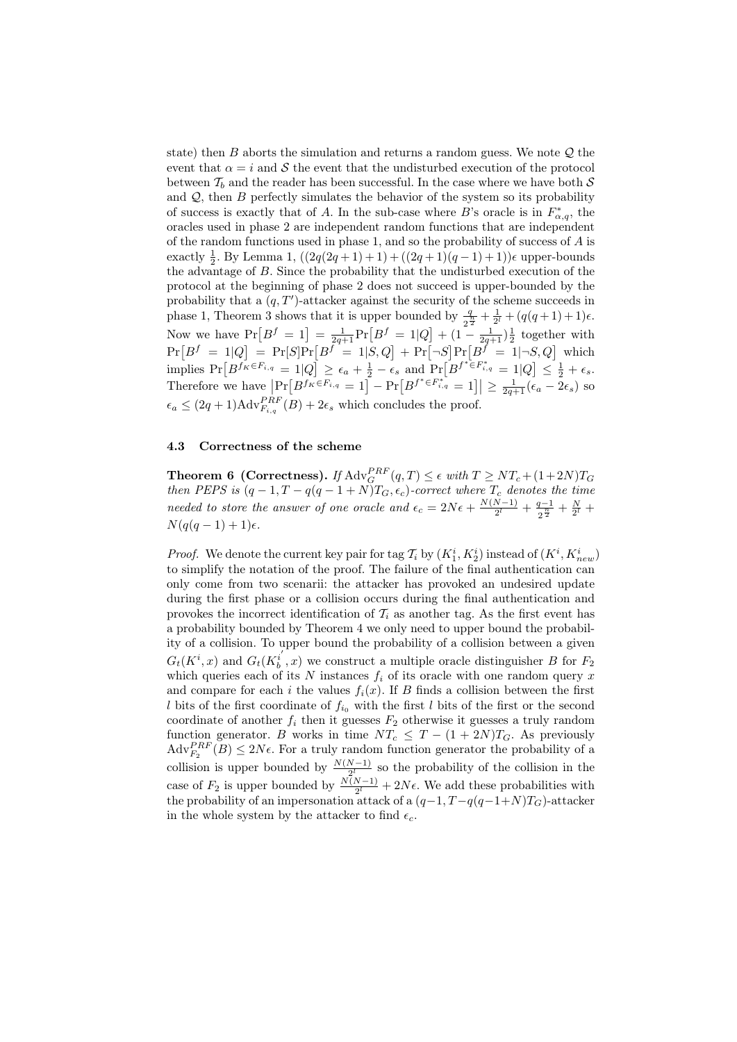state) then $B$ aborts the simulation and returns a random guess. We note $\mathcal{Q}$ the event that $\alpha = i$ and $\mathcal{S}$ the event that the undisturbed execution of the protocol between $\mathcal{T}_b$ and the reader has been successful. In the case where we have both $\mathcal{S}$ and $\mathcal{Q}$, then $B$ perfectly simulates the behavior of the system so its probability of success is exactly that of $A$. In the sub-case where $B$'s oracle is in $F^*_{\alpha,q}$, the oracles used in phase 2 are independent random functions that are independent of the random functions used in phase 1, and so the probability of success of $A$ is exactly $\frac{1}{2}$. By Lemma 1, $((2q(2q+1)+1)+((2q+1)(q-1)+1))\epsilon$ upper-bounds the advantage of $B$. Since the probability that the undisturbed execution of the protocol at the beginning of phase 2 does not succeed is upper-bounded by the probability that a $(q, T')$-attacker against the security of the scheme succeeds in phase 1, Theorem 3 shows that it is upper bounded by $\frac{q}{2^{\frac{n}{2}}} + \frac{1}{2^l} + (q(q+1)+1)\epsilon$. Now we have $\Pr\big[B^f = 1\big] = \frac{1}{2q+1}\Pr\big[B^f = 1|Q\big] + (1 - \frac{1}{2q+1})\frac{1}{2}$ together with $\Pr\big[B^f = 1|Q\big] = \Pr[S]\Pr\big[B^f = 1|S, Q\big] + \Pr\big[\neg S\big]\Pr\big[B^f = 1|\neg S, Q\big]$ which implies $\Pr\big[B^{f_K \in F_{i,q}} = 1|Q\big] \geq \epsilon_a + \frac{1}{2} - \epsilon_s$ and $\Pr\big[B^{f^* \in F^*_{i,q}} = 1|Q\big] \leq \frac{1}{2} + \epsilon_s$. Therefore we have $\big|\Pr\big[B^{f_K \in F_{i,q}} = 1\big] - \Pr\big[B^{f^* \in F^*_{i,q}} = 1\big]\big| \geq \frac{1}{2q+1}(\epsilon_a - 2\epsilon_s)$ so $\epsilon_a \leq (2q+1)\mathrm{Adv}^{PRF}_{F_{i,q}}(B) + 2\epsilon_s$ which concludes the proof.

### 4.3 Correctness of the scheme

**Theorem 6 (Correctness).** *If $\mathrm{Adv}^{PRF}_G(q, T) \leq \epsilon$ with $T \geq NT_c + (1+2N)T_G$ then PEPS is $(q-1, T - q(q-1+N)T_G, \epsilon_c)$-correct where $T_c$ denotes the time needed to store the answer of one oracle and $\epsilon_c = 2N\epsilon + \frac{N(N-1)}{2^l} + \frac{q-1}{2^{\frac{n}{2}}} + \frac{N}{2^l} + N(q(q-1)+1)\epsilon$.*

*Proof.* We denote the current key pair for tag $\mathcal{T}_i$ by $(K^i_1, K^i_2)$ instead of $(K^i, K^i_{new})$ to simplify the notation of the proof. The failure of the final authentication can only come from two scenarii: the attacker has provoked an undesired update during the first phase or a collision occurs during the final authentication and provokes the incorrect identification of $\mathcal{T}_i$ as another tag. As the first event has a probability bounded by Theorem 4 we only need to upper bound the probability of a collision. To upper bound the probability of a collision between a given $G_t(K^i, x)$ and $G_t(K^{i'}_b, x)$ we construct a multiple oracle distinguisher $B$ for $F_2$ which queries each of its $N$ instances $f_i$ of its oracle with one random query $x$ and compare for each $i$ the values $f_i(x)$. If $B$ finds a collision between the first $l$ bits of the first coordinate of $f_{i_0}$ with the first $l$ bits of the first or the second coordinate of another $f_i$ then it guesses $F_2$ otherwise it guesses a truly random function generator. $B$ works in time $NT_c \leq T - (1+2N)T_G$. As previously $\mathrm{Adv}^{PRF}_{F_2}(B) \leq 2N\epsilon$. For a truly random function generator the probability of a collision is upper bounded by $\frac{N(N-1)}{2^l}$ so the probability of the collision in the case of $F_2$ is upper bounded by $\frac{N(N-1)}{2^l} + 2N\epsilon$. We add these probabilities with the probability of an impersonation attack of a $(q-1, T-q(q-1+N)T_G)$-attacker in the whole system by the attacker to find $\epsilon_c$.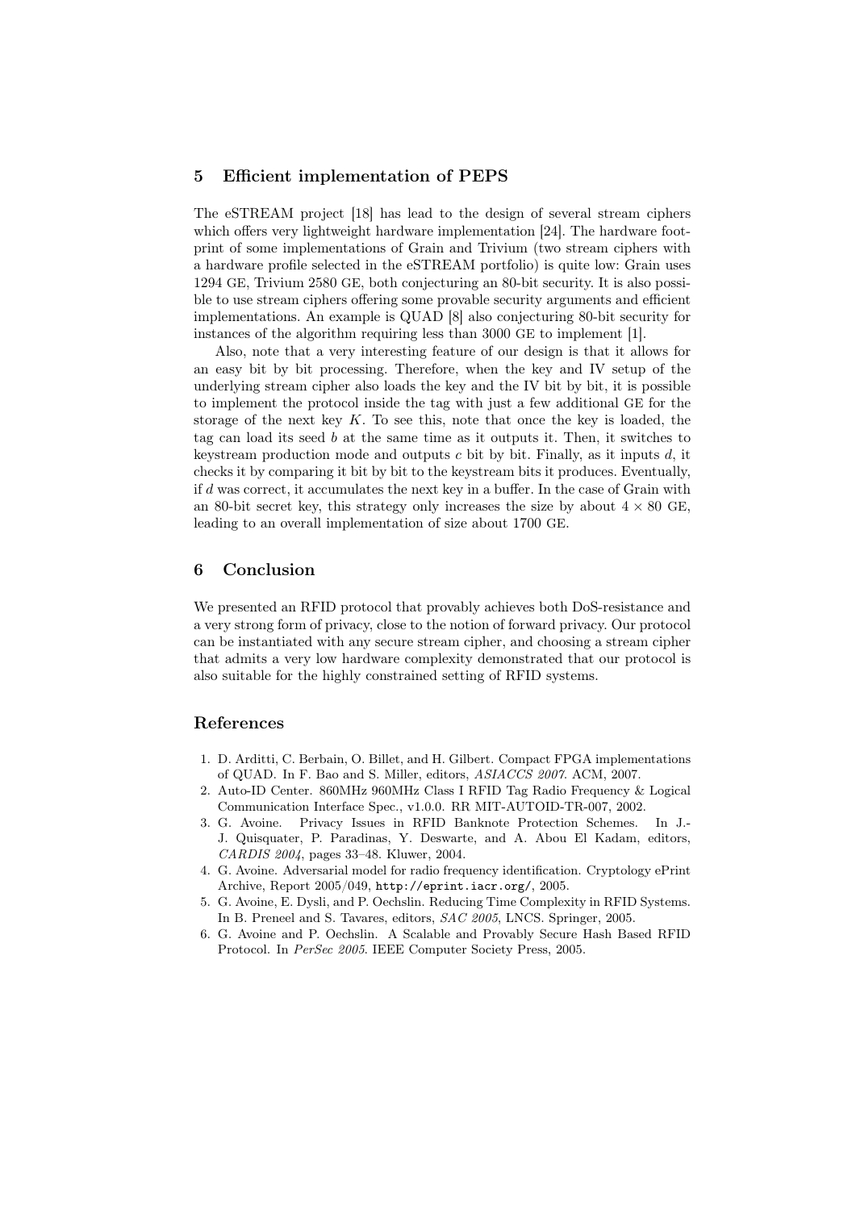## 5 Efficient implementation of PEPS

The eSTREAM project [18] has lead to the design of several stream ciphers which offers very lightweight hardware implementation [24]. The hardware footprint of some implementations of Grain and Trivium (two stream ciphers with a hardware profile selected in the eSTREAM portfolio) is quite low: Grain uses 1294 GE, Trivium 2580 GE, both conjecturing an 80-bit security. It is also possible to use stream ciphers offering some provable security arguments and efficient implementations. An example is QUAD [8] also conjecturing 80-bit security for instances of the algorithm requiring less than 3000 GE to implement [1].

Also, note that a very interesting feature of our design is that it allows for an easy bit by bit processing. Therefore, when the key and IV setup of the underlying stream cipher also loads the key and the IV bit by bit, it is possible to implement the protocol inside the tag with just a few additional GE for the storage of the next key $K$. To see this, note that once the key is loaded, the tag can load its seed $b$ at the same time as it outputs it. Then, it switches to keystream production mode and outputs $c$ bit by bit. Finally, as it inputs $d$, it checks it by comparing it bit by bit to the keystream bits it produces. Eventually, if $d$ was correct, it accumulates the next key in a buffer. In the case of Grain with an 80-bit secret key, this strategy only increases the size by about $4 \times 80$ GE, leading to an overall implementation of size about 1700 GE.

## 6 Conclusion

We presented an RFID protocol that provably achieves both DoS-resistance and a very strong form of privacy, close to the notion of forward privacy. Our protocol can be instantiated with any secure stream cipher, and choosing a stream cipher that admits a very low hardware complexity demonstrated that our protocol is also suitable for the highly constrained setting of RFID systems.

## References

1. D. Arditti, C. Berbain, O. Billet, and H. Gilbert. Compact FPGA implementations of QUAD. In F. Bao and S. Miller, editors, *ASIACCS 2007*. ACM, 2007.
2. Auto-ID Center. 860MHz 960MHz Class I RFID Tag Radio Frequency & Logical Communication Interface Spec., v1.0.0. RR MIT-AUTOID-TR-007, 2002.
3. G. Avoine. Privacy Issues in RFID Banknote Protection Schemes. In J.-J. Quisquater, P. Paradinas, Y. Deswarte, and A. Abou El Kadam, editors, *CARDIS 2004*, pages 33–48. Kluwer, 2004.
4. G. Avoine. Adversarial model for radio frequency identification. Cryptology ePrint Archive, Report 2005/049, http://eprint.iacr.org/, 2005.
5. G. Avoine, E. Dysli, and P. Oechslin. Reducing Time Complexity in RFID Systems. In B. Preneel and S. Tavares, editors, *SAC 2005*, LNCS. Springer, 2005.
6. G. Avoine and P. Oechslin. A Scalable and Provably Secure Hash Based RFID Protocol. In *PerSec 2005*. IEEE Computer Society Press, 2005.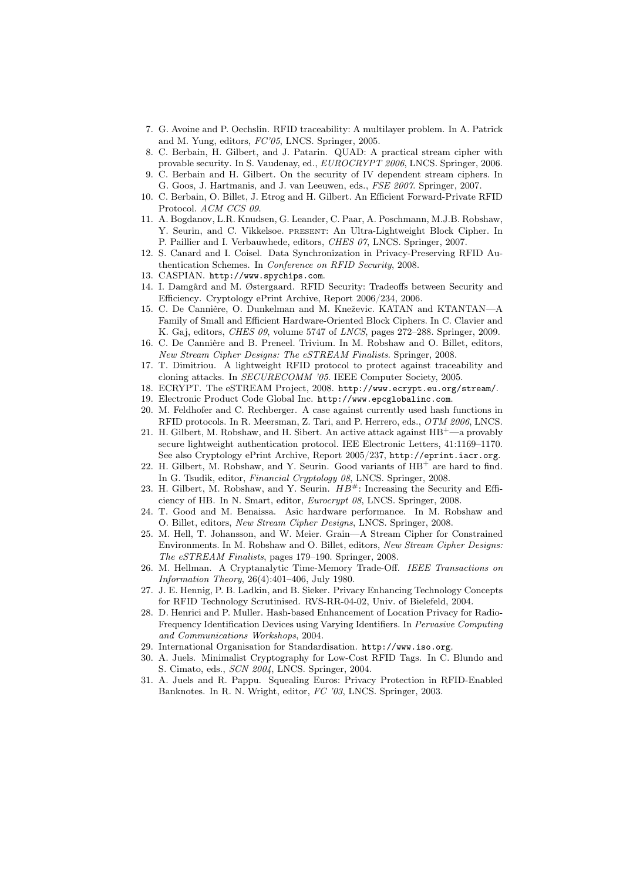7. G. Avoine and P. Oechslin. RFID traceability: A multilayer problem. In A. Patrick and M. Yung, editors, *FC'05*, LNCS. Springer, 2005.
8. C. Berbain, H. Gilbert, and J. Patarin. QUAD: A practical stream cipher with provable security. In S. Vaudenay, ed., *EUROCRYPT 2006*, LNCS. Springer, 2006.
9. C. Berbain and H. Gilbert. On the security of IV dependent stream ciphers. In G. Goos, J. Hartmanis, and J. van Leeuwen, eds., *FSE 2007*. Springer, 2007.
10. C. Berbain, O. Billet, J. Etrog and H. Gilbert. An Efficient Forward-Private RFID Protocol. *ACM CCS 09*.
11. A. Bogdanov, L.R. Knudsen, G. Leander, C. Paar, A. Poschmann, M.J.B. Robshaw, Y. Seurin, and C. Vikkelsoe. PRESENT: An Ultra-Lightweight Block Cipher. In P. Paillier and I. Verbauwhede, editors, *CHES 07*, LNCS. Springer, 2007.
12. S. Canard and I. Coisel. Data Synchronization in Privacy-Preserving RFID Authentication Schemes. In *Conference on RFID Security*, 2008.
13. CASPIAN. http://www.spychips.com.
14. I. Damgård and M. Østergaard. RFID Security: Tradeoffs between Security and Efficiency. Cryptology ePrint Archive, Report 2006/234, 2006.
15. C. De Cannière, O. Dunkelman and M. Kneževic. KATAN and KTANTAN—A Family of Small and Efficient Hardware-Oriented Block Ciphers. In C. Clavier and K. Gaj, editors, *CHES 09*, volume 5747 of *LNCS*, pages 272–288. Springer, 2009.
16. C. De Cannière and B. Preneel. Trivium. In M. Robshaw and O. Billet, editors, *New Stream Cipher Designs: The eSTREAM Finalists*. Springer, 2008.
17. T. Dimitriou. A lightweight RFID protocol to protect against traceability and cloning attacks. In *SECURECOMM '05*. IEEE Computer Society, 2005.
18. ECRYPT. The eSTREAM Project, 2008. http://www.ecrypt.eu.org/stream/.
19. Electronic Product Code Global Inc. http://www.epcglobalinc.com.
20. M. Feldhofer and C. Rechberger. A case against currently used hash functions in RFID protocols. In R. Meersman, Z. Tari, and P. Herrero, eds., *OTM 2006*, LNCS.
21. H. Gilbert, M. Robshaw, and H. Sibert. An active attack against $HB^+$—a provably secure lightweight authentication protocol. IEE Electronic Letters, 41:1169–1170. See also Cryptology ePrint Archive, Report 2005/237, http://eprint.iacr.org.
22. H. Gilbert, M. Robshaw, and Y. Seurin. Good variants of $HB^+$ are hard to find. In G. Tsudik, editor, *Financial Cryptology 08*, LNCS. Springer, 2008.
23. H. Gilbert, M. Robshaw, and Y. Seurin. $HB^{\#}$: Increasing the Security and Efficiency of HB. In N. Smart, editor, *Eurocrypt 08*, LNCS. Springer, 2008.
24. T. Good and M. Benaissa. Asic hardware performance. In M. Robshaw and O. Billet, editors, *New Stream Cipher Designs*, LNCS. Springer, 2008.
25. M. Hell, T. Johansson, and W. Meier. Grain—A Stream Cipher for Constrained Environments. In M. Robshaw and O. Billet, editors, *New Stream Cipher Designs: The eSTREAM Finalists*, pages 179–190. Springer, 2008.
26. M. Hellman. A Cryptanalytic Time-Memory Trade-Off. *IEEE Transactions on Information Theory*, 26(4):401–406, July 1980.
27. J. E. Hennig, P. B. Ladkin, and B. Sieker. Privacy Enhancing Technology Concepts for RFID Technology Scrutinised. RVS-RR-04-02, Univ. of Bielefeld, 2004.
28. D. Henrici and P. Muller. Hash-based Enhancement of Location Privacy for Radio-Frequency Identification Devices using Varying Identifiers. In *Pervasive Computing and Communications Workshops*, 2004.
29. International Organisation for Standardisation. http://www.iso.org.
30. A. Juels. Minimalist Cryptography for Low-Cost RFID Tags. In C. Blundo and S. Cimato, eds., *SCN 2004*, LNCS. Springer, 2004.
31. A. Juels and R. Pappu. Squealing Euros: Privacy Protection in RFID-Enabled Banknotes. In R. N. Wright, editor, *FC '03*, LNCS. Springer, 2003.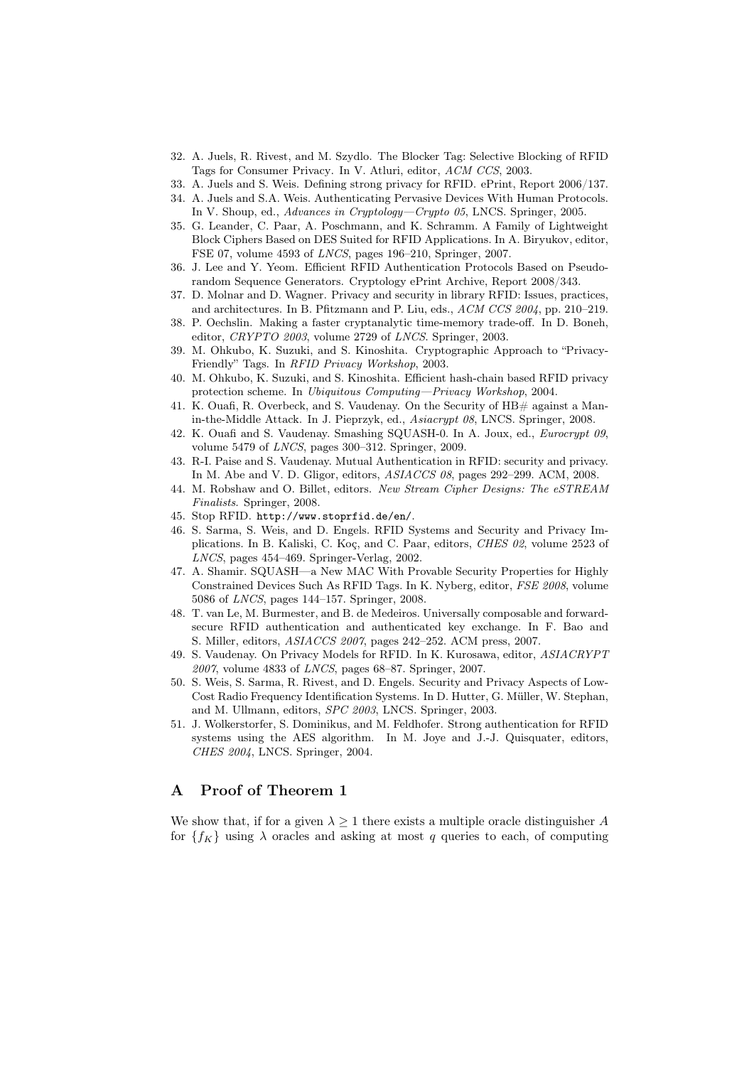32. A. Juels, R. Rivest, and M. Szydlo. The Blocker Tag: Selective Blocking of RFID Tags for Consumer Privacy. In V. Atluri, editor, *ACM CCS*, 2003.
33. A. Juels and S. Weis. Defining strong privacy for RFID. ePrint, Report 2006/137.
34. A. Juels and S.A. Weis. Authenticating Pervasive Devices With Human Protocols. In V. Shoup, ed., *Advances in Cryptology—Crypto 05*, LNCS. Springer, 2005.
35. G. Leander, C. Paar, A. Poschmann, and K. Schramm. A Family of Lightweight Block Ciphers Based on DES Suited for RFID Applications. In A. Biryukov, editor, FSE 07, volume 4593 of *LNCS*, pages 196–210, Springer, 2007.
36. J. Lee and Y. Yeom. Efficient RFID Authentication Protocols Based on Pseudorandom Sequence Generators. Cryptology ePrint Archive, Report 2008/343.
37. D. Molnar and D. Wagner. Privacy and security in library RFID: Issues, practices, and architectures. In B. Pfitzmann and P. Liu, eds., *ACM CCS 2004*, pp. 210–219.
38. P. Oechslin. Making a faster cryptanalytic time-memory trade-off. In D. Boneh, editor, *CRYPTO 2003*, volume 2729 of *LNCS*. Springer, 2003.
39. M. Ohkubo, K. Suzuki, and S. Kinoshita. Cryptographic Approach to "Privacy-Friendly" Tags. In *RFID Privacy Workshop*, 2003.
40. M. Ohkubo, K. Suzuki, and S. Kinoshita. Efficient hash-chain based RFID privacy protection scheme. In *Ubiquitous Computing—Privacy Workshop*, 2004.
41. K. Ouafi, R. Overbeck, and S. Vaudenay. On the Security of HB# against a Man-in-the-Middle Attack. In J. Pieprzyk, ed., *Asiacrypt 08*, LNCS. Springer, 2008.
42. K. Ouafi and S. Vaudenay. Smashing SQUASH-0. In A. Joux, ed., *Eurocrypt 09*, volume 5479 of *LNCS*, pages 300–312. Springer, 2009.
43. R-I. Paise and S. Vaudenay. Mutual Authentication in RFID: security and privacy. In M. Abe and V. D. Gligor, editors, *ASIACCS 08*, pages 292–299. ACM, 2008.
44. M. Robshaw and O. Billet, editors. *New Stream Cipher Designs: The eSTREAM Finalists*. Springer, 2008.
45. Stop RFID. `http://www.stoprfid.de/en/`.
46. S. Sarma, S. Weis, and D. Engels. RFID Systems and Security and Privacy Implications. In B. Kaliski, C. Koç, and C. Paar, editors, *CHES 02*, volume 2523 of *LNCS*, pages 454–469. Springer-Verlag, 2002.
47. A. Shamir. SQUASH—a New MAC With Provable Security Properties for Highly Constrained Devices Such As RFID Tags. In K. Nyberg, editor, *FSE 2008*, volume 5086 of *LNCS*, pages 144–157. Springer, 2008.
48. T. van Le, M. Burmester, and B. de Medeiros. Universally composable and forward-secure RFID authentication and authenticated key exchange. In F. Bao and S. Miller, editors, *ASIACCS 2007*, pages 242–252. ACM press, 2007.
49. S. Vaudenay. On Privacy Models for RFID. In K. Kurosawa, editor, *ASIACRYPT 2007*, volume 4833 of *LNCS*, pages 68–87. Springer, 2007.
50. S. Weis, S. Sarma, R. Rivest, and D. Engels. Security and Privacy Aspects of Low-Cost Radio Frequency Identification Systems. In D. Hutter, G. Müller, W. Stephan, and M. Ullmann, editors, *SPC 2003*, LNCS. Springer, 2003.
51. J. Wolkerstorfer, S. Dominikus, and M. Feldhofer. Strong authentication for RFID systems using the AES algorithm. In M. Joye and J.-J. Quisquater, editors, *CHES 2004*, LNCS. Springer, 2004.

## A Proof of Theorem 1

We show that, if for a given $\lambda \geq 1$ there exists a multiple oracle distinguisher $A$ for $\{f_K\}$ using $\lambda$ oracles and asking at most $q$ queries to each, of computing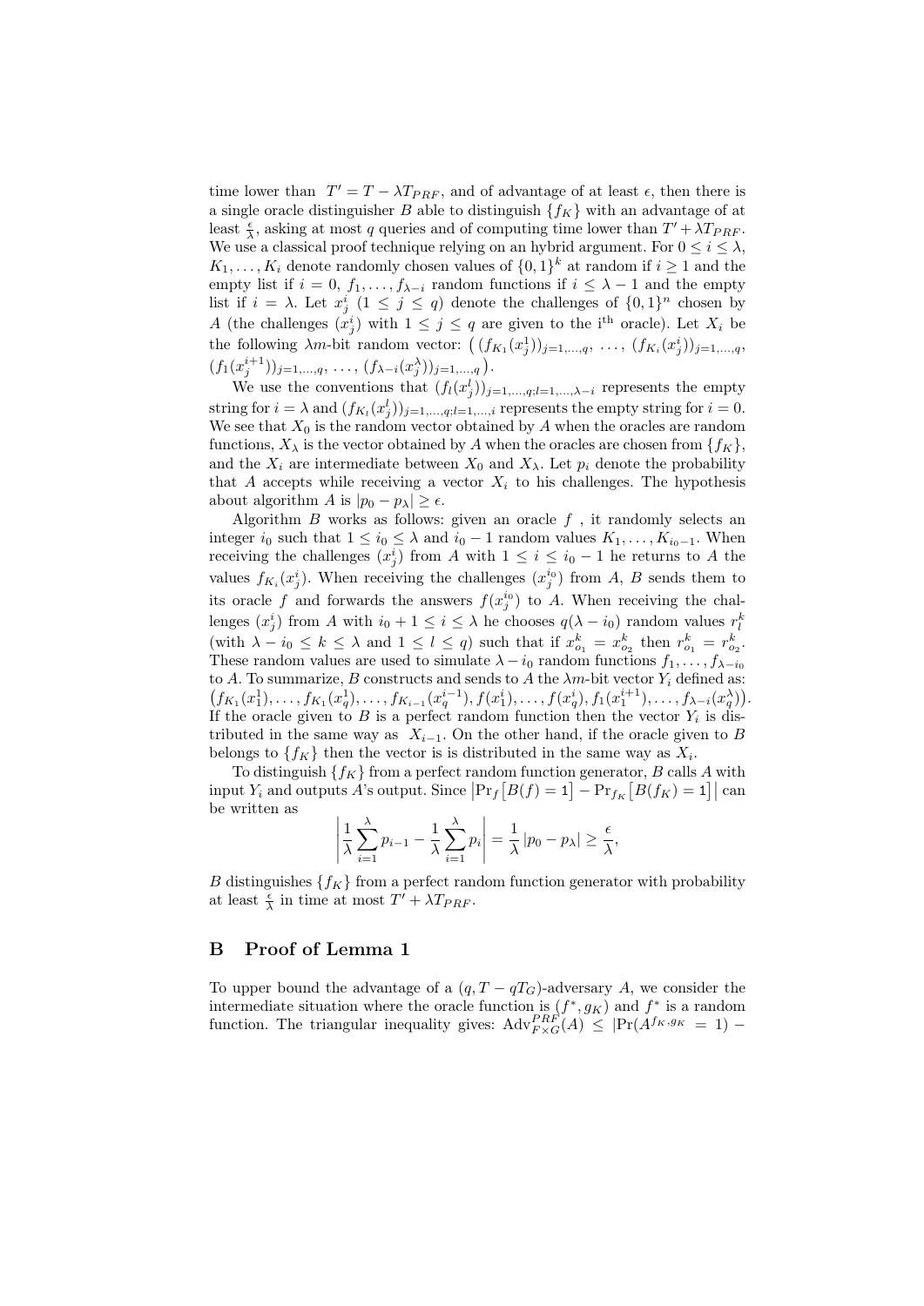time lower than $T' = T - \lambda T_{PRF}$, and of advantage of at least $\epsilon$, then there is a single oracle distinguisher $B$ able to distinguish $\{f_K\}$ with an advantage of at least $\frac{\epsilon}{\lambda}$, asking at most $q$ queries and of computing time lower than $T' + \lambda T_{PRF}$. We use a classical proof technique relying on an hybrid argument. For $0 \leq i \leq \lambda$, $K_1, \ldots, K_i$ denote randomly chosen values of $\{0,1\}^k$ at random if $i \geq 1$ and the empty list if $i = 0$, $f_1, \ldots, f_{\lambda-i}$ random functions if $i \leq \lambda - 1$ and the empty list if $i = \lambda$. Let $x_j^i$ ($1 \leq j \leq q$) denote the challenges of $\{0,1\}^n$ chosen by $A$ (the challenges $(x_j^i)$ with $1 \leq j \leq q$ are given to the i$^{\text{th}}$ oracle). Let $X_i$ be the following $\lambda m$-bit random vector: $\big( (f_{K_1}(x_j^1))_{j=1,\ldots,q},\ \ldots,\ (f_{K_i}(x_j^i))_{j=1,\ldots,q}, (f_1(x_j^{i+1}))_{j=1,\ldots,q},\ \ldots,\ (f_{\lambda-i}(x_j^\lambda))_{j=1,\ldots,q} \big)$.

We use the conventions that $(f_l(x_j^l))_{j=1,\ldots,q;l=1,\ldots,\lambda-i}$ represents the empty string for $i = \lambda$ and $(f_{K_l}(x_j^l))_{j=1,\ldots,q;l=1,\ldots,i}$ represents the empty string for $i = 0$. We see that $X_0$ is the random vector obtained by $A$ when the oracles are random functions, $X_\lambda$ is the vector obtained by $A$ when the oracles are chosen from $\{f_K\}$, and the $X_i$ are intermediate between $X_0$ and $X_\lambda$. Let $p_i$ denote the probability that $A$ accepts while receiving a vector $X_i$ to his challenges. The hypothesis about algorithm $A$ is $|p_0 - p_\lambda| \geq \epsilon$.

Algorithm $B$ works as follows: given an oracle $f$ , it randomly selects an integer $i_0$ such that $1 \leq i_0 \leq \lambda$ and $i_0 - 1$ random values $K_1, \ldots, K_{i_0-1}$. When receiving the challenges $(x_j^i)$ from $A$ with $1 \leq i \leq i_0 - 1$ he returns to $A$ the values $f_{K_i}(x_j^i)$. When receiving the challenges $(x_j^{i_0})$ from $A$, $B$ sends them to its oracle $f$ and forwards the answers $f(x_j^{i_0})$ to $A$. When receiving the challenges $(x_j^i)$ from $A$ with $i_0 + 1 \leq i \leq \lambda$ he chooses $q(\lambda - i_0)$ random values $r_l^k$ (with $\lambda - i_0 \leq k \leq \lambda$ and $1 \leq l \leq q$) such that if $x_{o_1}^k = x_{o_2}^k$ then $r_{o_1}^k = r_{o_2}^k$. These random values are used to simulate $\lambda - i_0$ random functions $f_1, \ldots, f_{\lambda-i_0}$ to $A$. To summarize, $B$ constructs and sends to $A$ the $\lambda m$-bit vector $Y_i$ defined as: $\big(f_{K_1}(x_1^1), \ldots, f_{K_1}(x_q^1), \ldots, f_{K_{i-1}}(x_q^{i-1}), f(x_1^i), \ldots, f(x_q^i), f_1(x_1^{i+1}), \ldots, f_{\lambda-i}(x_q^\lambda)\big)$. If the oracle given to $B$ is a perfect random function then the vector $Y_i$ is distributed in the same way as $X_{i-1}$. On the other hand, if the oracle given to $B$ belongs to $\{f_K\}$ then the vector is distributed in the same way as $X_i$.

To distinguish $\{f_K\}$ from a perfect random function generator, $B$ calls $A$ with input $Y_i$ and outputs $A$'s output. Since $\big|\Pr_f\big[B(f) = 1\big] - \Pr_{f_K}\big[B(f_K) = 1\big]\big|$ can be written as

$$\left| \frac{1}{\lambda} \sum_{i=1}^{\lambda} p_{i-1} - \frac{1}{\lambda} \sum_{i=1}^{\lambda} p_i \right| = \frac{1}{\lambda} |p_0 - p_\lambda| \geq \frac{\epsilon}{\lambda},$$

$B$ distinguishes $\{f_K\}$ from a perfect random function generator with probability at least $\frac{\epsilon}{\lambda}$ in time at most $T' + \lambda T_{PRF}$.

## B Proof of Lemma 1

To upper bound the advantage of a $(q, T - qT_G)$-adversary $A$, we consider the intermediate situation where the oracle function is $(f^*, g_K)$ and $f^*$ is a random function. The triangular inequality gives: $\mathrm{Adv}_{F \times G}^{PRF}(A) \leq |\Pr(A^{f_K, g_K} = 1) -$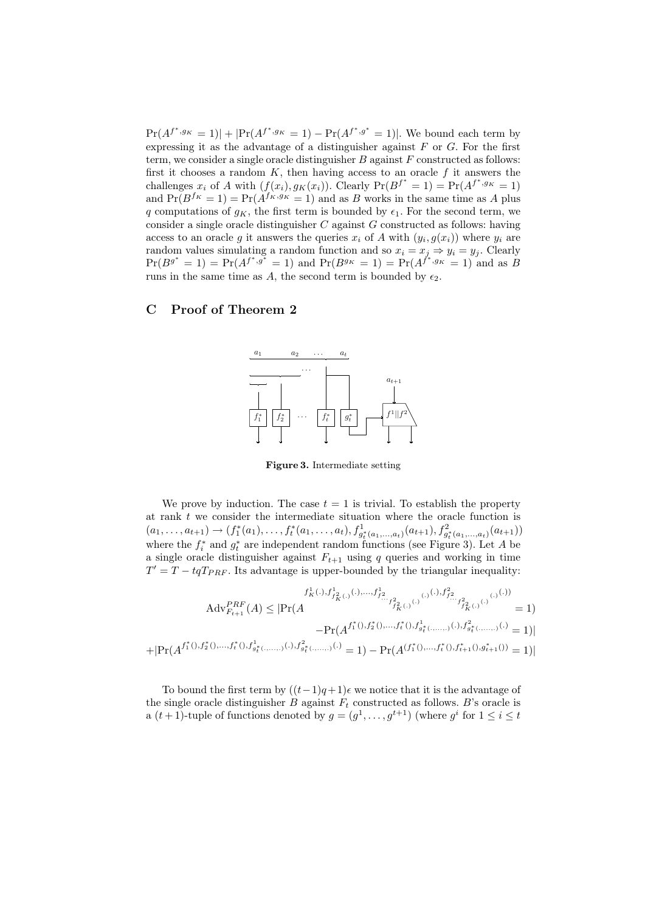$\Pr(A^{f^*,g_K} = 1)| + |\Pr(A^{f^*,g_K} = 1) - \Pr(A^{f^*,g^*} = 1)|$. We bound each term by expressing it as the advantage of a distinguisher against $F$ or $G$. For the first term, we consider a single oracle distinguisher $B$ against $F$ constructed as follows: first it chooses a random $K$, then having access to an oracle $f$ it answers the challenges $x_i$ of $A$ with $(f(x_i), g_K(x_i))$. Clearly $\Pr(B^{f^*} = 1) = \Pr(A^{f^*,g_K} = 1)$ and $\Pr(B^{f_K} = 1) = \Pr(A^{f_K,g_K} = 1)$ and as $B$ works in the same time as $A$ plus $q$ computations of $g_K$, the first term is bounded by $\epsilon_1$. For the second term, we consider a single oracle distinguisher $C$ against $G$ constructed as follows: having access to an oracle $g$ it answers the queries $x_i$ of $A$ with $(y_i, g(x_i))$ where $y_i$ are random values simulating a random function and so $x_i = x_j \Rightarrow y_i = y_j$. Clearly $\Pr(B^{g^*} = 1) = \Pr(A^{f^*,g^*} = 1)$ and $\Pr(B^{g_K} = 1) = \Pr(A^{f^*,g_K} = 1)$ and as $B$ runs in the same time as $A$, the second term is bounded by $\epsilon_2$.

## C Proof of Theorem 2

**Figure 3.** Intermediate setting

We prove by induction. The case $t = 1$ is trivial. To establish the property at rank $t$ we consider the intermediate situation where the oracle function is $(a_1, \ldots, a_{t+1}) \to (f_1^*(a_1), \ldots, f_t^*(a_1, \ldots, a_t), f^1_{g_t^*(a_1,\ldots,a_t)}(a_{t+1}), f^2_{g_t^*(a_1,\ldots,a_t)}(a_{t+1}))$ where the $f_i^*$ and $g_t^*$ are independent random functions (see Figure 3). Let $A$ be a single oracle distinguisher against $F_{t+1}$ using $q$ queries and working in time $T' = T - tqT_{PRF}$. Its advantage is upper-bounded by the triangular inequality:

$$\mathrm{Adv}^{PRF}_{F_{t+1}}(A) \leq |\Pr(A^{f^1_K(.), f^1_{f^2_K(.)}(.), \ldots, f^1_{f^2_{\cdots f^2_{f^2_K(.)}(.)}(.)}(.), f^2_{f^2_{\cdots f^2_{f^2_K(.)}(.)}(.)}(.))} = 1)$$

$$-\Pr(A^{f_1^*(), f_2^*(), \ldots, f_t^*(), f^1_{g_t^*(\ldots,\ldots)}(.), f^2_{g_t^*(\ldots,\ldots)}(.)} = 1)|$$

$$+|\Pr(A^{f_1^*(), f_2^*(), \ldots, f_t^*(), f^1_{g_t^*(\ldots,\ldots)}(.), f^2_{g_t^*(\ldots,\ldots)}(.)} = 1) - \Pr(A^{(f_1^*(), \ldots, f_t^*(), f_{t+1}^*(), g_{t+1}^*())} = 1)|$$

To bound the first term by $((t-1)q+1)\epsilon$ we notice that it is the advantage of the single oracle distinguisher $B$ against $F_t$ constructed as follows. $B$'s oracle is a $(t+1)$-tuple of functions denoted by $g = (g^1, \ldots, g^{t+1})$ (where $g^i$ for $1 \leq i \leq t$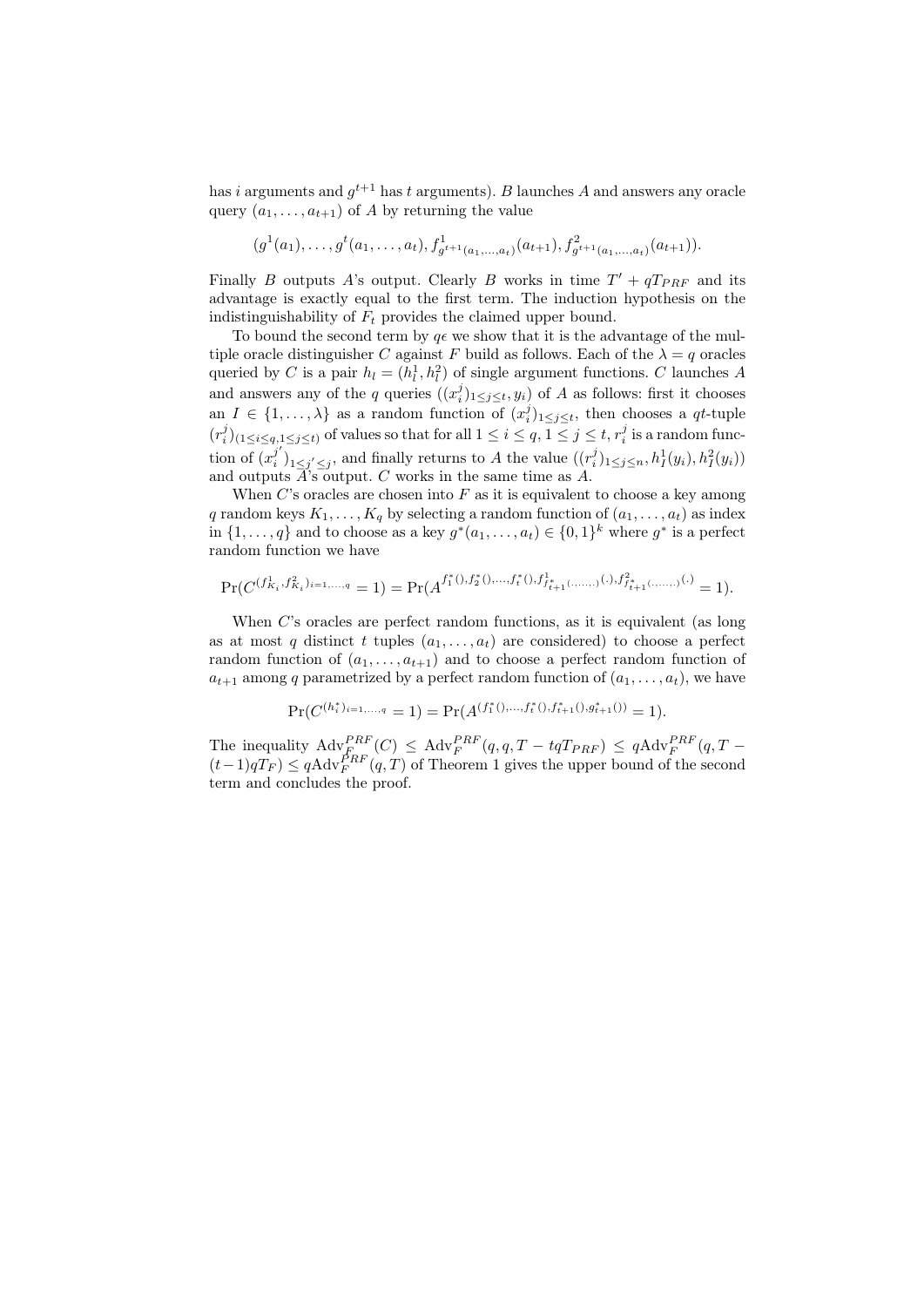has $i$ arguments and $g^{t+1}$ has $t$ arguments). $B$ launches $A$ and answers any oracle query $(a_1, \ldots, a_{t+1})$ of $A$ by returning the value

$$(g^1(a_1), \ldots, g^t(a_1, \ldots, a_t), f^1_{g^{t+1}(a_1,\ldots,a_t)}(a_{t+1}), f^2_{g^{t+1}(a_1,\ldots,a_t)}(a_{t+1})).$$

Finally $B$ outputs $A$'s output. Clearly $B$ works in time $T' + qT_{PRF}$ and its advantage is exactly equal to the first term. The induction hypothesis on the indistinguishability of $F_t$ provides the claimed upper bound.

To bound the second term by $q\epsilon$ we show that it is the advantage of the multiple oracle distinguisher $C$ against $F$ build as follows. Each of the $\lambda = q$ oracles queried by $C$ is a pair $h_l = (h^1_l, h^2_l)$ of single argument functions. $C$ launches $A$ and answers any of the $q$ queries $((x^j_i)_{1 \leq j \leq t}, y_i)$ of $A$ as follows: first it chooses an $I \in \{1, \ldots, \lambda\}$ as a random function of $(x^j_i)_{1 \leq j \leq t}$, then chooses a $qt$-tuple $(r^j_i)_{(1 \leq i \leq q, 1 \leq j \leq t)}$ of values so that for all $1 \leq i \leq q$, $1 \leq j \leq t$, $r^j_i$ is a random function of $(x^{j'}_i)_{1 \leq j' \leq j}$, and finally returns to $A$ the value $((r^j_i)_{1 \leq j \leq n}, h^1_I(y_i), h^2_I(y_i))$ and outputs $A$'s output. $C$ works in the same time as $A$.

When $C$'s oracles are chosen into $F$ as it is equivalent to choose a key among $q$ random keys $K_1, \ldots, K_q$ by selecting a random function of $(a_1, \ldots, a_t)$ as index in $\{1, \ldots, q\}$ and to choose as a key $g^*(a_1, \ldots, a_t) \in \{0,1\}^k$ where $g^*$ is a perfect random function we have

$$\Pr(C^{(f^1_{K_i}, f^2_{K_i})_{i=1,\ldots,q}} = 1) = \Pr(A^{f^*_1(), f^*_2(), \ldots, f^*_t(), f^1_{f^*_{t+1}(\ldots,\ldots)}(.), f^2_{f^*_{t+1}(\ldots,\ldots)}(.)} = 1).$$

When $C$'s oracles are perfect random functions, as it is equivalent (as long as at most $q$ distinct $t$ tuples $(a_1, \ldots, a_t)$ are considered) to choose a perfect random function of $(a_1, \ldots, a_{t+1})$ and to choose a perfect random function of $a_{t+1}$ among $q$ parametrized by a perfect random function of $(a_1, \ldots, a_t)$, we have

$$\Pr(C^{(h^*_i)_{i=1,\ldots,q}} = 1) = \Pr(A^{(f^*_1(), \ldots, f^*_t(), f^*_{t+1}(), g^*_{t+1}())} = 1).$$

The inequality $\text{Adv}^{PRF}_F(C) \leq \text{Adv}^{PRF}_F(q, q, T - tqT_{PRF}) \leq q\text{Adv}^{PRF}_F(q, T - (t-1)qT_F) \leq q\text{Adv}^{PRF}_F(q, T)$ of Theorem 1 gives the upper bound of the second term and concludes the proof.